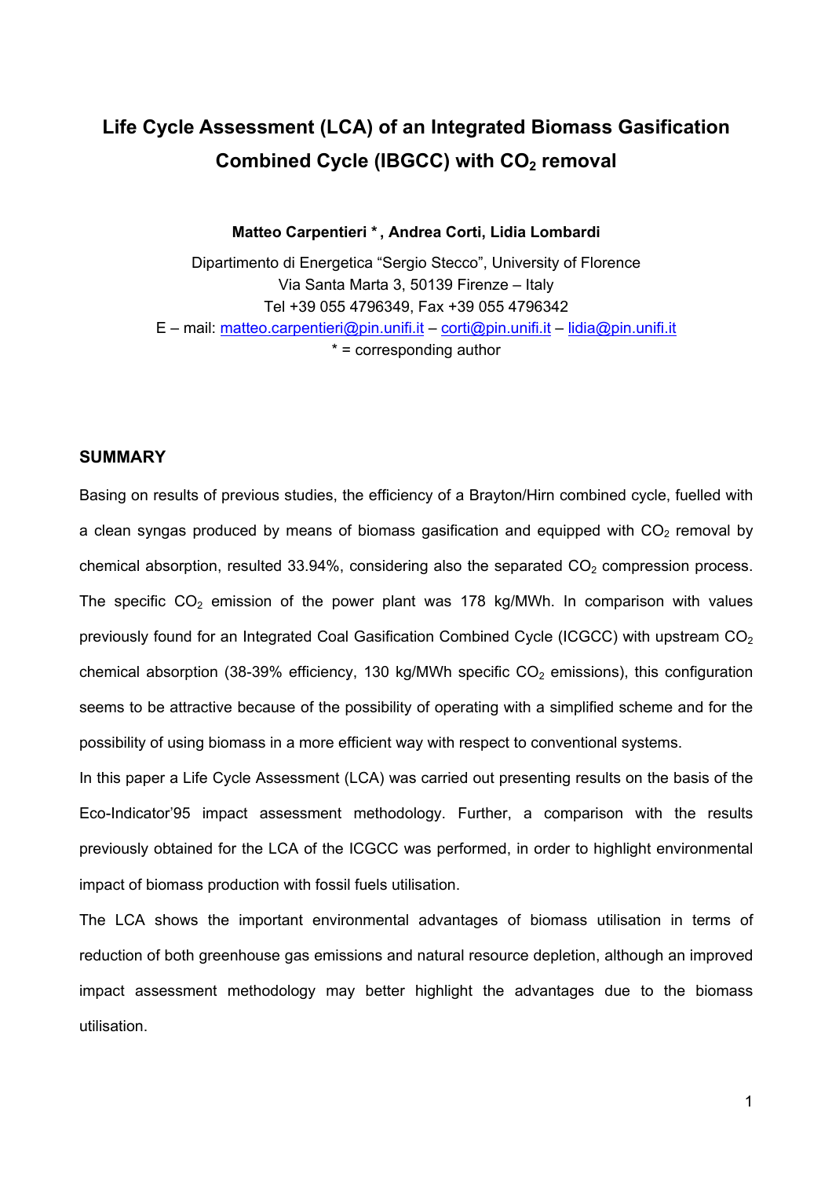# Life Cycle Assessment (LCA) of an Integrated Biomass Gasification Combined Cycle (IBGCC) with $CO_2$ removal

**Matteo Carpentieri \* , Andrea Corti, Lidia Lombardi**

Dipartimento di Energetica "Sergio Stecco", University of Florence
Via Santa Marta 3, 50139 Firenze – Italy
Tel +39 055 4796349, Fax +39 055 4796342
E – mail: matteo.carpentieri@pin.unifi.it – corti@pin.unifi.it – lidia@pin.unifi.it
\* = corresponding author

## SUMMARY

Basing on results of previous studies, the efficiency of a Brayton/Hirn combined cycle, fuelled with a clean syngas produced by means of biomass gasification and equipped with $CO_2$ removal by chemical absorption, resulted 33.94%, considering also the separated $CO_2$ compression process. The specific $CO_2$ emission of the power plant was 178 kg/MWh. In comparison with values previously found for an Integrated Coal Gasification Combined Cycle (ICGCC) with upstream $CO_2$ chemical absorption (38-39% efficiency, 130 kg/MWh specific $CO_2$ emissions), this configuration seems to be attractive because of the possibility of operating with a simplified scheme and for the possibility of using biomass in a more efficient way with respect to conventional systems.

In this paper a Life Cycle Assessment (LCA) was carried out presenting results on the basis of the Eco-Indicator'95 impact assessment methodology. Further, a comparison with the results previously obtained for the LCA of the ICGCC was performed, in order to highlight environmental impact of biomass production with fossil fuels utilisation.

The LCA shows the important environmental advantages of biomass utilisation in terms of reduction of both greenhouse gas emissions and natural resource depletion, although an improved impact assessment methodology may better highlight the advantages due to the biomass utilisation.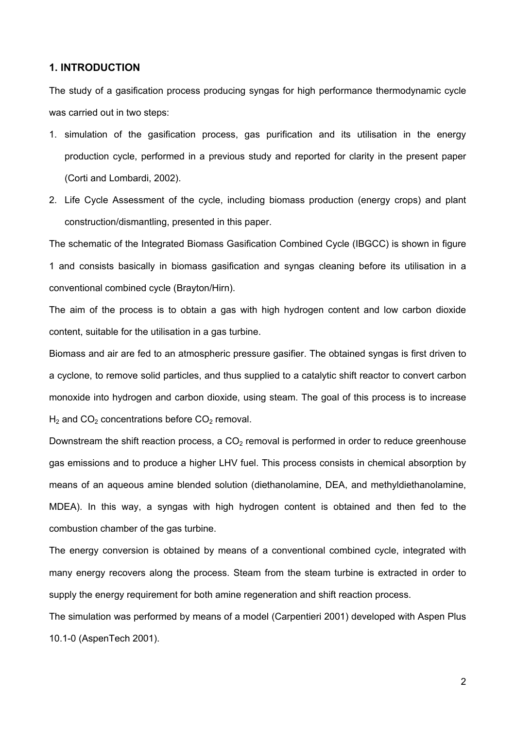## 1. INTRODUCTION

The study of a gasification process producing syngas for high performance thermodynamic cycle was carried out in two steps:

1. simulation of the gasification process, gas purification and its utilisation in the energy production cycle, performed in a previous study and reported for clarity in the present paper (Corti and Lombardi, 2002).
2. Life Cycle Assessment of the cycle, including biomass production (energy crops) and plant construction/dismantling, presented in this paper.

The schematic of the Integrated Biomass Gasification Combined Cycle (IBGCC) is shown in figure 1 and consists basically in biomass gasification and syngas cleaning before its utilisation in a conventional combined cycle (Brayton/Hirn).

The aim of the process is to obtain a gas with high hydrogen content and low carbon dioxide content, suitable for the utilisation in a gas turbine.

Biomass and air are fed to an atmospheric pressure gasifier. The obtained syngas is first driven to a cyclone, to remove solid particles, and thus supplied to a catalytic shift reactor to convert carbon monoxide into hydrogen and carbon dioxide, using steam. The goal of this process is to increase $H_2$ and $CO_2$ concentrations before $CO_2$ removal.

Downstream the shift reaction process, a $CO_2$ removal is performed in order to reduce greenhouse gas emissions and to produce a higher LHV fuel. This process consists in chemical absorption by means of an aqueous amine blended solution (diethanolamine, DEA, and methyldiethanolamine, MDEA). In this way, a syngas with high hydrogen content is obtained and then fed to the combustion chamber of the gas turbine.

The energy conversion is obtained by means of a conventional combined cycle, integrated with many energy recovers along the process. Steam from the steam turbine is extracted in order to supply the energy requirement for both amine regeneration and shift reaction process.

The simulation was performed by means of a model (Carpentieri 2001) developed with Aspen Plus 10.1-0 (AspenTech 2001).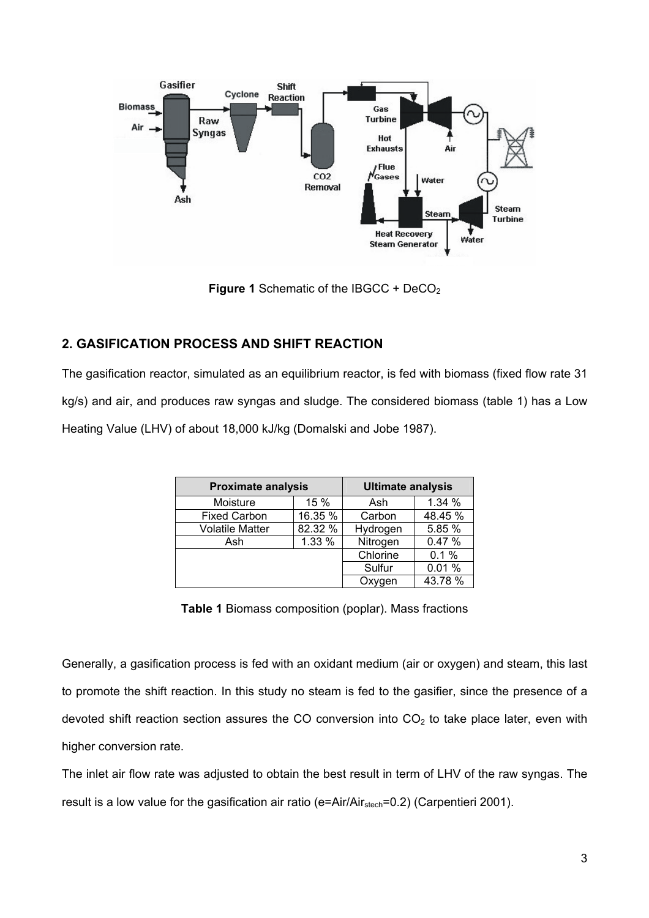Figure 1 Schematic of the IBGCC + $DeCO_2$

## 2. GASIFICATION PROCESS AND SHIFT REACTION

The gasification reactor, simulated as an equilibrium reactor, is fed with biomass (fixed flow rate 31 kg/s) and air, and produces raw syngas and sludge. The considered biomass (table 1) has a Low Heating Value (LHV) of about 18,000 kJ/kg (Domalski and Jobe 1987).

| Proximate analysis | | Ultimate analysis | |
|---|---|---|---|
| Moisture | 15 % | Ash | 1.34 % |
| Fixed Carbon | 16.35 % | Carbon | 48.45 % |
| Volatile Matter | 82.32 % | Hydrogen | 5.85 % |
| Ash | 1.33 % | Nitrogen | 0.47 % |
| | | Chlorine | 0.1 % |
| | | Sulfur | 0.01 % |
| | | Oxygen | 43.78 % |

**Table 1** Biomass composition (poplar). Mass fractions

Generally, a gasification process is fed with an oxidant medium (air or oxygen) and steam, this last to promote the shift reaction. In this study no steam is fed to the gasifier, since the presence of a devoted shift reaction section assures the CO conversion into $CO_2$ to take place later, even with higher conversion rate.

The inlet air flow rate was adjusted to obtain the best result in term of LHV of the raw syngas. The result is a low value for the gasification air ratio ($e=Air/Air_{stech}=0.2$) (Carpentieri 2001).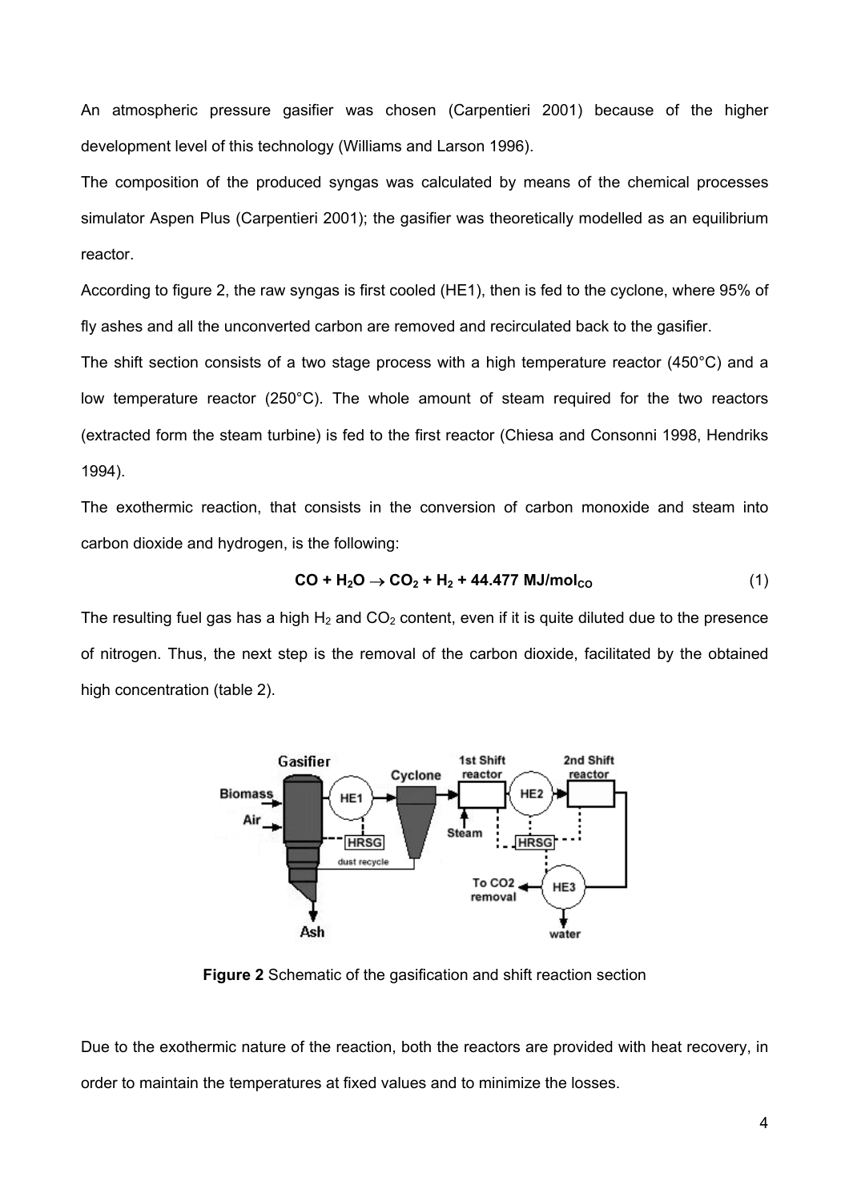An atmospheric pressure gasifier was chosen (Carpentieri 2001) because of the higher development level of this technology (Williams and Larson 1996).

The composition of the produced syngas was calculated by means of the chemical processes simulator Aspen Plus (Carpentieri 2001); the gasifier was theoretically modelled as an equilibrium reactor.

According to figure 2, the raw syngas is first cooled (HE1), then is fed to the cyclone, where 95% of fly ashes and all the unconverted carbon are removed and recirculated back to the gasifier.

The shift section consists of a two stage process with a high temperature reactor (450°C) and a low temperature reactor (250°C). The whole amount of steam required for the two reactors (extracted form the steam turbine) is fed to the first reactor (Chiesa and Consonni 1998, Hendriks 1994).

The exothermic reaction, that consists in the conversion of carbon monoxide and steam into carbon dioxide and hydrogen, is the following:

$$\mathbf{CO + H_2O \rightarrow CO_2 + H_2 + 44.477\ MJ/mol_{CO}} \quad (1)$$

The resulting fuel gas has a high $H_2$ and $CO_2$ content, even if it is quite diluted due to the presence of nitrogen. Thus, the next step is the removal of the carbon dioxide, facilitated by the obtained high concentration (table 2).

**Figure 2** Schematic of the gasification and shift reaction section

Due to the exothermic nature of the reaction, both the reactors are provided with heat recovery, in order to maintain the temperatures at fixed values and to minimize the losses.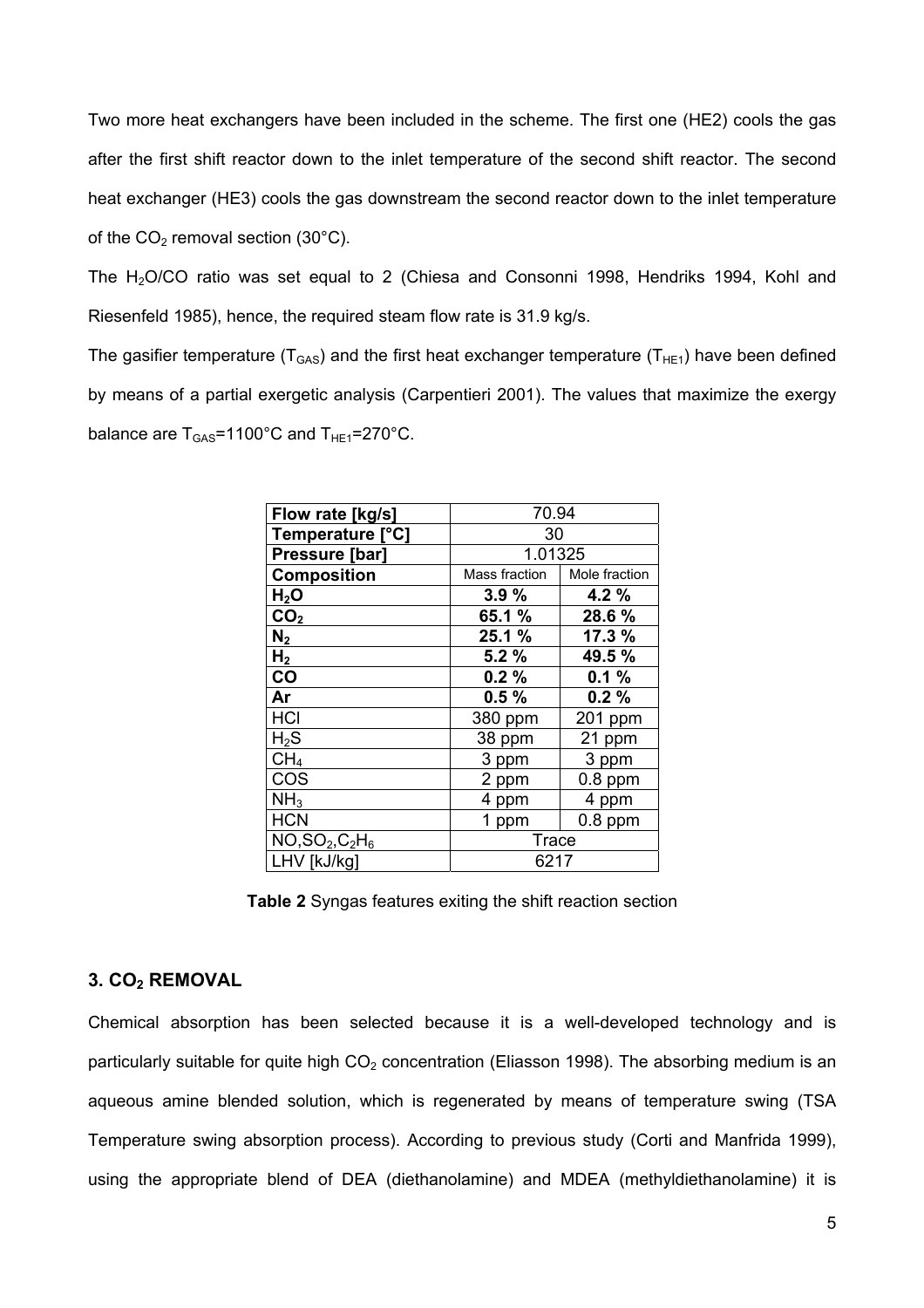Two more heat exchangers have been included in the scheme. The first one (HE2) cools the gas after the first shift reactor down to the inlet temperature of the second shift reactor. The second heat exchanger (HE3) cools the gas downstream the second reactor down to the inlet temperature of the $CO_2$ removal section (30°C).

The $H_2O/CO$ ratio was set equal to 2 (Chiesa and Consonni 1998, Hendriks 1994, Kohl and Riesenfeld 1985), hence, the required steam flow rate is 31.9 kg/s.

The gasifier temperature ($T_{GAS}$) and the first heat exchanger temperature ($T_{HE1}$) have been defined by means of a partial exergetic analysis (Carpentieri 2001). The values that maximize the exergy balance are $T_{GAS}$=1100°C and $T_{HE1}$=270°C.

| **Flow rate [kg/s]** | 70.94 | |
|---|---|---|
| **Temperature [°C]** | 30 | |
| **Pressure [bar]** | 1.01325 | |
| **Composition** | Mass fraction | Mole fraction |
| **$H_2O$** | **3.9 %** | **4.2 %** |
| **$CO_2$** | **65.1 %** | **28.6 %** |
| **$N_2$** | **25.1 %** | **17.3 %** |
| **$H_2$** | **5.2 %** | **49.5 %** |
| **CO** | **0.2 %** | **0.1 %** |
| **Ar** | **0.5 %** | **0.2 %** |
| HCl | 380 ppm | 201 ppm |
| $H_2S$ | 38 ppm | 21 ppm |
| $CH_4$ | 3 ppm | 3 ppm |
| COS | 2 ppm | 0.8 ppm |
| $NH_3$ | 4 ppm | 4 ppm |
| HCN | 1 ppm | 0.8 ppm |
| $NO,SO_2,C_2H_6$ | Trace | |
| LHV [kJ/kg] | 6217 | |

**Table 2** Syngas features exiting the shift reaction section

### 3. $CO_2$ REMOVAL

Chemical absorption has been selected because it is a well-developed technology and is particularly suitable for quite high $CO_2$ concentration (Eliasson 1998). The absorbing medium is an aqueous amine blended solution, which is regenerated by means of temperature swing (TSA Temperature swing absorption process). According to previous study (Corti and Manfrida 1999), using the appropriate blend of DEA (diethanolamine) and MDEA (methyldiethanolamine) it is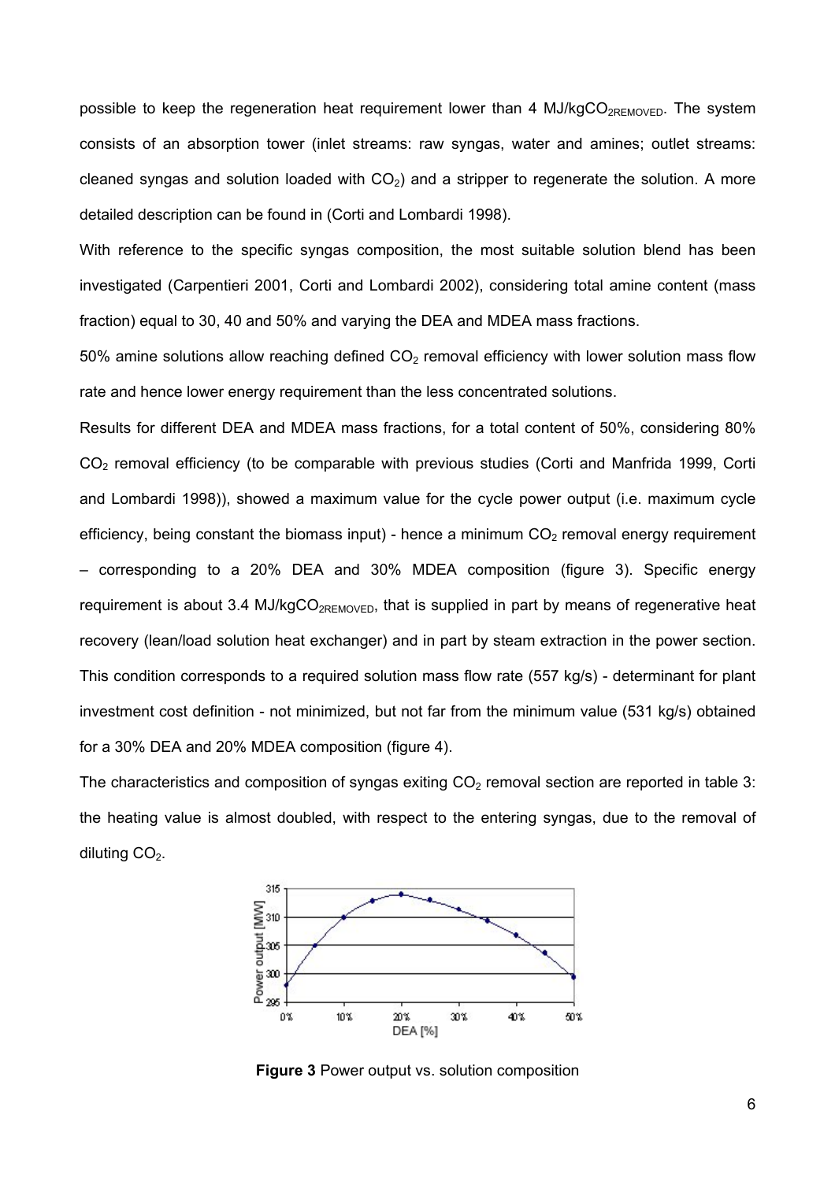possible to keep the regeneration heat requirement lower than 4 MJ/kg$CO_{2REMOVED}$. The system consists of an absorption tower (inlet streams: raw syngas, water and amines; outlet streams: cleaned syngas and solution loaded with $CO_2$) and a stripper to regenerate the solution. A more detailed description can be found in (Corti and Lombardi 1998).

With reference to the specific syngas composition, the most suitable solution blend has been investigated (Carpentieri 2001, Corti and Lombardi 2002), considering total amine content (mass fraction) equal to 30, 40 and 50% and varying the DEA and MDEA mass fractions.

50% amine solutions allow reaching defined $CO_2$ removal efficiency with lower solution mass flow rate and hence lower energy requirement than the less concentrated solutions.

Results for different DEA and MDEA mass fractions, for a total content of 50%, considering 80% $CO_2$ removal efficiency (to be comparable with previous studies (Corti and Manfrida 1999, Corti and Lombardi 1998)), showed a maximum value for the cycle power output (i.e. maximum cycle efficiency, being constant the biomass input) - hence a minimum $CO_2$ removal energy requirement – corresponding to a 20% DEA and 30% MDEA composition (figure 3). Specific energy requirement is about 3.4 MJ/kg$CO_{2REMOVED}$, that is supplied in part by means of regenerative heat recovery (lean/load solution heat exchanger) and in part by steam extraction in the power section. This condition corresponds to a required solution mass flow rate (557 kg/s) - determinant for plant investment cost definition - not minimized, but not far from the minimum value (531 kg/s) obtained for a 30% DEA and 20% MDEA composition (figure 4).

The characteristics and composition of syngas exiting $CO_2$ removal section are reported in table 3: the heating value is almost doubled, with respect to the entering syngas, due to the removal of diluting $CO_2$.

**Figure 3** Power output vs. solution composition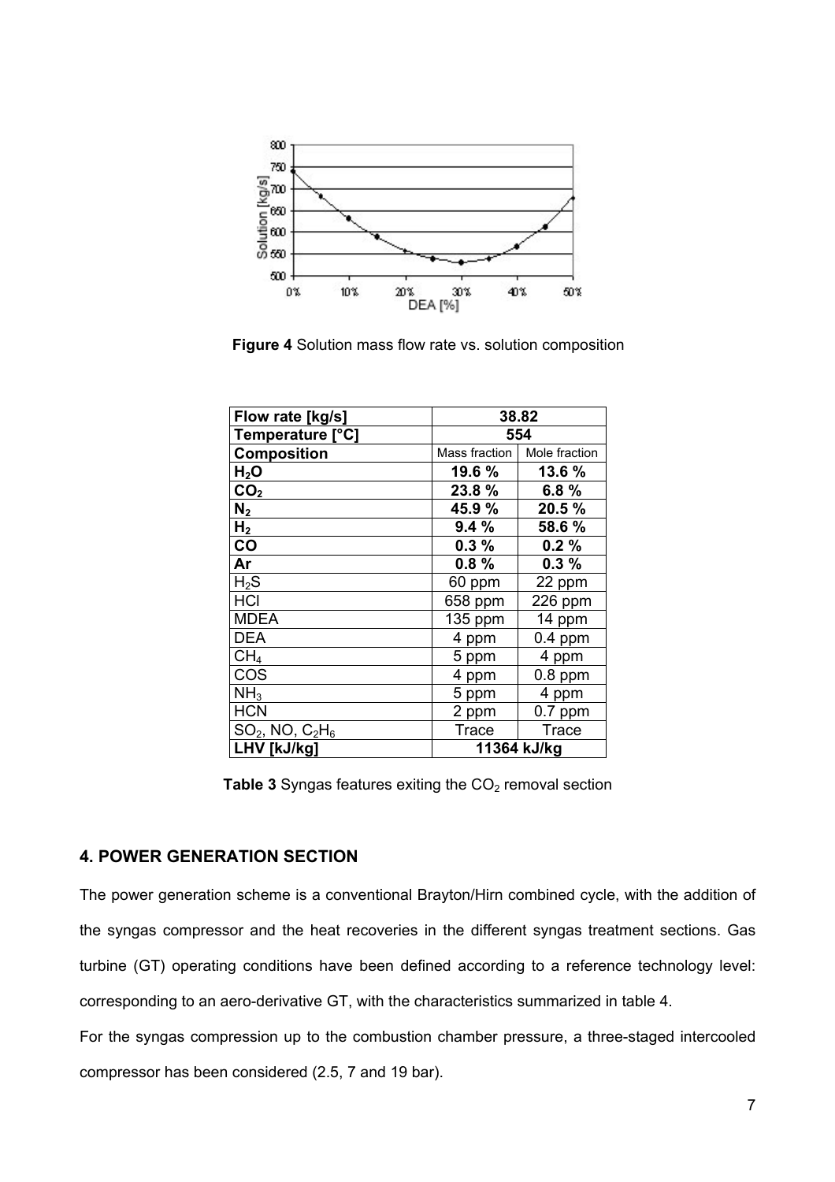**Figure 4** Solution mass flow rate vs. solution composition

| Flow rate [kg/s] | 38.82 | |
|---|---|---|
| **Temperature [°C]** | **554** | |
| **Composition** | Mass fraction | Mole fraction |
| **$H_2O$** | **19.6 %** | **13.6 %** |
| **$CO_2$** | **23.8 %** | **6.8 %** |
| **$N_2$** | **45.9 %** | **20.5 %** |
| **$H_2$** | **9.4 %** | **58.6 %** |
| **CO** | **0.3 %** | **0.2 %** |
| **Ar** | **0.8 %** | **0.3 %** |
| $H_2S$ | 60 ppm | 22 ppm |
| HCl | 658 ppm | 226 ppm |
| MDEA | 135 ppm | 14 ppm |
| DEA | 4 ppm | 0.4 ppm |
| $CH_4$ | 5 ppm | 4 ppm |
| COS | 4 ppm | 0.8 ppm |
| $NH_3$ | 5 ppm | 4 ppm |
| HCN | 2 ppm | 0.7 ppm |
| $SO_2$, NO, $C_2H_6$ | Trace | Trace |
| **LHV [kJ/kg]** | **11364 kJ/kg** | |

**Table 3** Syngas features exiting the $CO_2$ removal section

## 4. POWER GENERATION SECTION

The power generation scheme is a conventional Brayton/Hirn combined cycle, with the addition of the syngas compressor and the heat recoveries in the different syngas treatment sections. Gas turbine (GT) operating conditions have been defined according to a reference technology level: corresponding to an aero-derivative GT, with the characteristics summarized in table 4.

For the syngas compression up to the combustion chamber pressure, a three-staged intercooled compressor has been considered (2.5, 7 and 19 bar).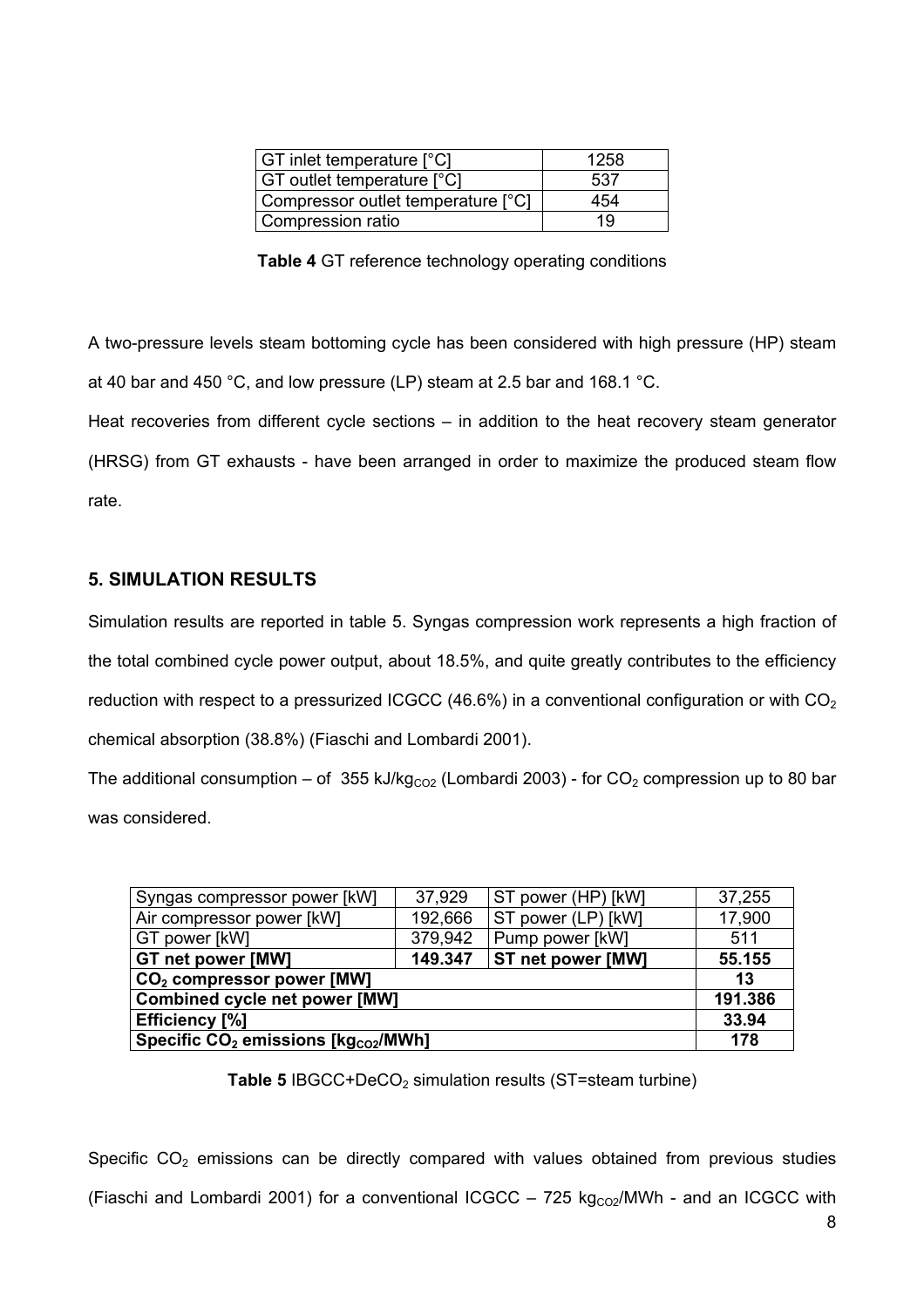| GT inlet temperature [°C] | 1258 |
|---|---|
| GT outlet temperature [°C] | 537 |
| Compressor outlet temperature [°C] | 454 |
| Compression ratio | 19 |

**Table 4** GT reference technology operating conditions

A two-pressure levels steam bottoming cycle has been considered with high pressure (HP) steam at 40 bar and 450 °C, and low pressure (LP) steam at 2.5 bar and 168.1 °C.

Heat recoveries from different cycle sections – in addition to the heat recovery steam generator (HRSG) from GT exhausts - have been arranged in order to maximize the produced steam flow rate.

## 5. SIMULATION RESULTS

Simulation results are reported in table 5. Syngas compression work represents a high fraction of the total combined cycle power output, about 18.5%, and quite greatly contributes to the efficiency reduction with respect to a pressurized ICGCC (46.6%) in a conventional configuration or with $CO_2$ chemical absorption (38.8%) (Fiaschi and Lombardi 2001).

The additional consumption – of 355 kJ/kg$_{CO2}$ (Lombardi 2003) - for $CO_2$ compression up to 80 bar was considered.

| Syngas compressor power [kW] | 37,929 | ST power (HP) [kW] | 37,255 |
|---|---|---|---|
| Air compressor power [kW] | 192,666 | ST power (LP) [kW] | 17,900 |
| GT power [kW] | 379,942 | Pump power [kW] | 511 |
| **GT net power [MW]** | **149.347** | **ST net power [MW]** | **55.155** |
| **$CO_2$ compressor power [MW]** | | | **13** |
| **Combined cycle net power [MW]** | | | **191.386** |
| **Efficiency [%]** | | | **33.94** |
| **Specific $CO_2$ emissions [kg$_{CO2}$/MWh]** | | | **178** |

**Table 5** IBGCC+DeCO$_2$ simulation results (ST=steam turbine)

Specific $CO_2$ emissions can be directly compared with values obtained from previous studies (Fiaschi and Lombardi 2001) for a conventional ICGCC – 725 kg$_{CO2}$/MWh - and an ICGCC with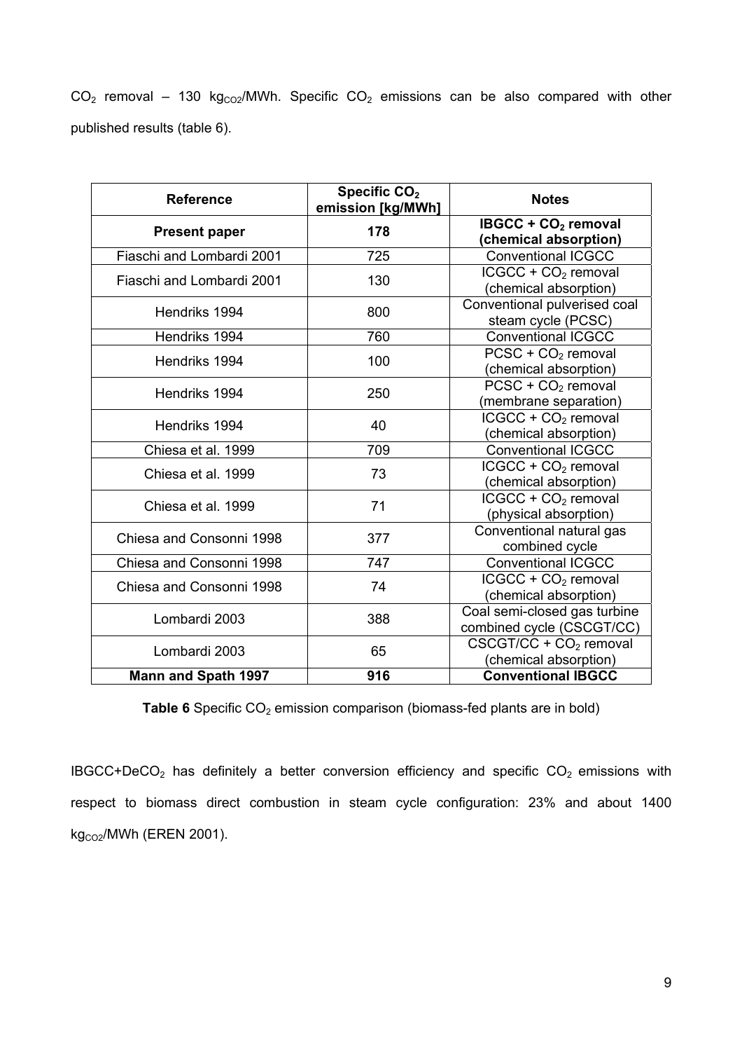$CO_2$ removal – 130 $kg_{CO2}$/MWh. Specific $CO_2$ emissions can be also compared with other published results (table 6).

| Reference | Specific $CO_2$ emission [kg/MWh] | Notes |
|---|---|---|
| **Present paper** | **178** | **IBGCC + $CO_2$ removal (chemical absorption)** |
| Fiaschi and Lombardi 2001 | 725 | Conventional ICGCC |
| Fiaschi and Lombardi 2001 | 130 | ICGCC + $CO_2$ removal (chemical absorption) |
| Hendriks 1994 | 800 | Conventional pulverised coal steam cycle (PCSC) |
| Hendriks 1994 | 760 | Conventional ICGCC |
| Hendriks 1994 | 100 | PCSC + $CO_2$ removal (chemical absorption) |
| Hendriks 1994 | 250 | PCSC + $CO_2$ removal (membrane separation) |
| Hendriks 1994 | 40 | ICGCC + $CO_2$ removal (chemical absorption) |
| Chiesa et al. 1999 | 709 | Conventional ICGCC |
| Chiesa et al. 1999 | 73 | ICGCC + $CO_2$ removal (chemical absorption) |
| Chiesa et al. 1999 | 71 | ICGCC + $CO_2$ removal (physical absorption) |
| Chiesa and Consonni 1998 | 377 | Conventional natural gas combined cycle |
| Chiesa and Consonni 1998 | 747 | Conventional ICGCC |
| Chiesa and Consonni 1998 | 74 | ICGCC + $CO_2$ removal (chemical absorption) |
| Lombardi 2003 | 388 | Coal semi-closed gas turbine combined cycle (CSCGT/CC) |
| Lombardi 2003 | 65 | CSCGT/CC + $CO_2$ removal (chemical absorption) |
| **Mann and Spath 1997** | **916** | **Conventional IBGCC** |

**Table 6** Specific $CO_2$ emission comparison (biomass-fed plants are in bold)

IBGCC+De$CO_2$ has definitely a better conversion efficiency and specific $CO_2$ emissions with respect to biomass direct combustion in steam cycle configuration: 23% and about 1400 $kg_{CO2}$/MWh (EREN 2001).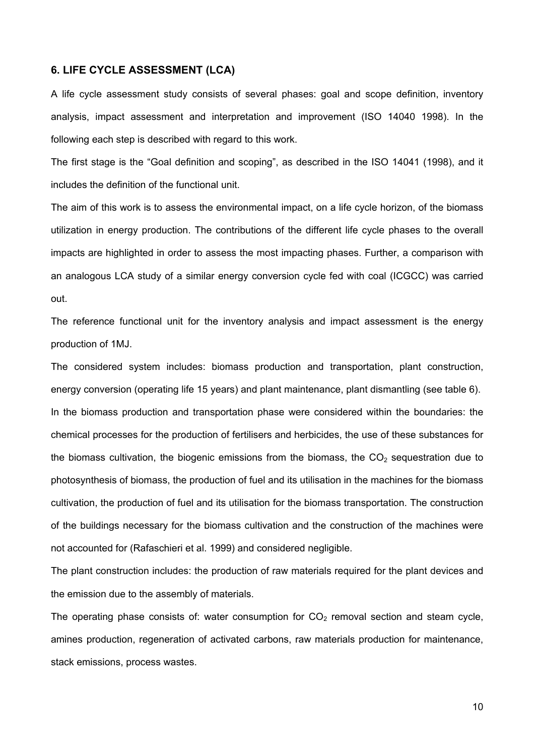## 6. LIFE CYCLE ASSESSMENT (LCA)

A life cycle assessment study consists of several phases: goal and scope definition, inventory analysis, impact assessment and interpretation and improvement (ISO 14040 1998). In the following each step is described with regard to this work.

The first stage is the "Goal definition and scoping", as described in the ISO 14041 (1998), and it includes the definition of the functional unit.

The aim of this work is to assess the environmental impact, on a life cycle horizon, of the biomass utilization in energy production. The contributions of the different life cycle phases to the overall impacts are highlighted in order to assess the most impacting phases. Further, a comparison with an analogous LCA study of a similar energy conversion cycle fed with coal (ICGCC) was carried out.

The reference functional unit for the inventory analysis and impact assessment is the energy production of 1MJ.

The considered system includes: biomass production and transportation, plant construction, energy conversion (operating life 15 years) and plant maintenance, plant dismantling (see table 6).

In the biomass production and transportation phase were considered within the boundaries: the chemical processes for the production of fertilisers and herbicides, the use of these substances for the biomass cultivation, the biogenic emissions from the biomass, the $CO_2$ sequestration due to photosynthesis of biomass, the production of fuel and its utilisation in the machines for the biomass cultivation, the production of fuel and its utilisation for the biomass transportation. The construction of the buildings necessary for the biomass cultivation and the construction of the machines were not accounted for (Rafaschieri et al. 1999) and considered negligible.

The plant construction includes: the production of raw materials required for the plant devices and the emission due to the assembly of materials.

The operating phase consists of: water consumption for $CO_2$ removal section and steam cycle, amines production, regeneration of activated carbons, raw materials production for maintenance, stack emissions, process wastes.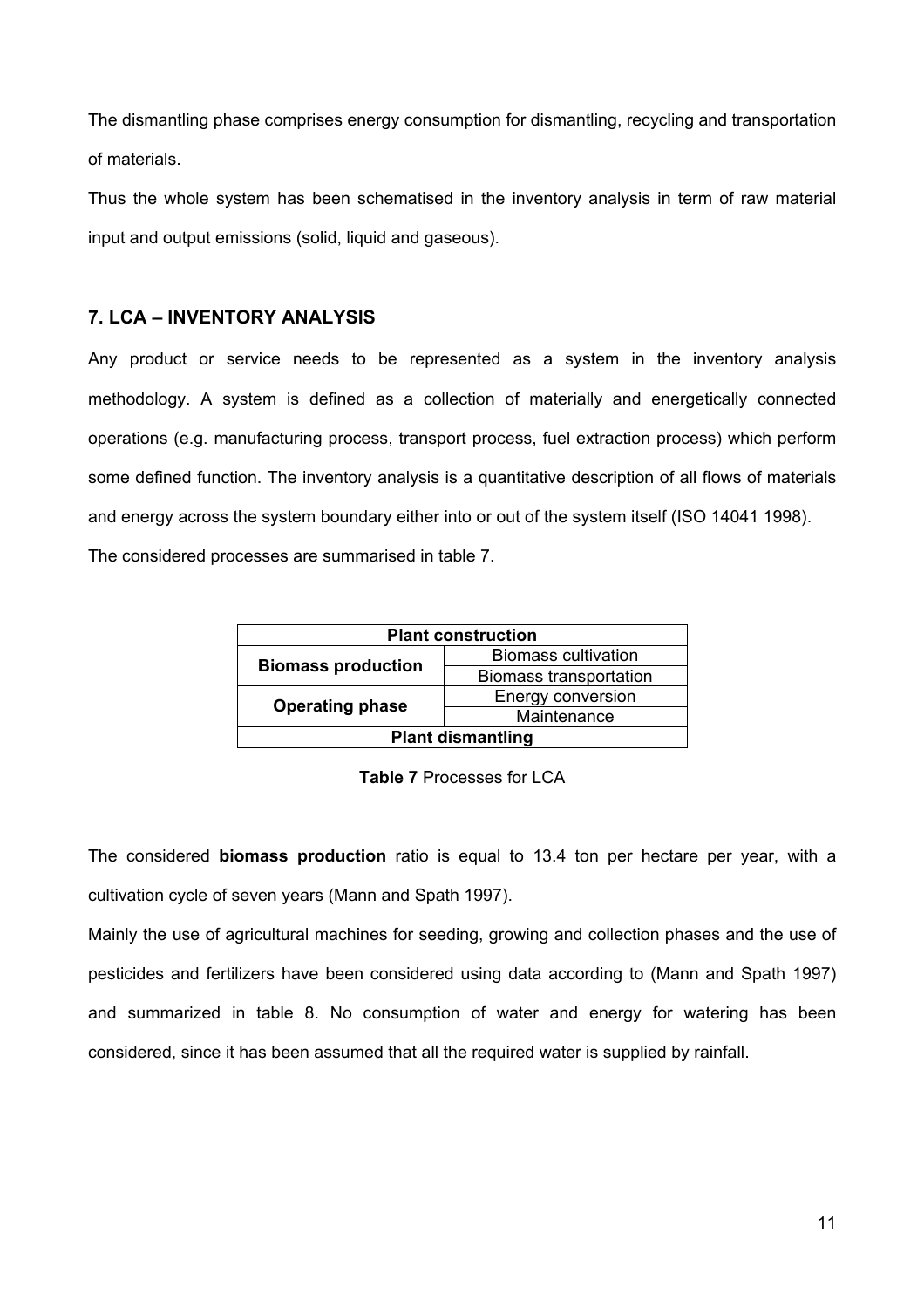The dismantling phase comprises energy consumption for dismantling, recycling and transportation of materials.

Thus the whole system has been schematised in the inventory analysis in term of raw material input and output emissions (solid, liquid and gaseous).

## 7. LCA – INVENTORY ANALYSIS

Any product or service needs to be represented as a system in the inventory analysis methodology. A system is defined as a collection of materially and energetically connected operations (e.g. manufacturing process, transport process, fuel extraction process) which perform some defined function. The inventory analysis is a quantitative description of all flows of materials and energy across the system boundary either into or out of the system itself (ISO 14041 1998).

The considered processes are summarised in table 7.

| **Plant construction** | |
|---|---|
| **Biomass production** | Biomass cultivation |
| | Biomass transportation |
| **Operating phase** | Energy conversion |
| | Maintenance |
| **Plant dismantling** | |

**Table 7** Processes for LCA

The considered **biomass production** ratio is equal to 13.4 ton per hectare per year, with a cultivation cycle of seven years (Mann and Spath 1997).

Mainly the use of agricultural machines for seeding, growing and collection phases and the use of pesticides and fertilizers have been considered using data according to (Mann and Spath 1997) and summarized in table 8. No consumption of water and energy for watering has been considered, since it has been assumed that all the required water is supplied by rainfall.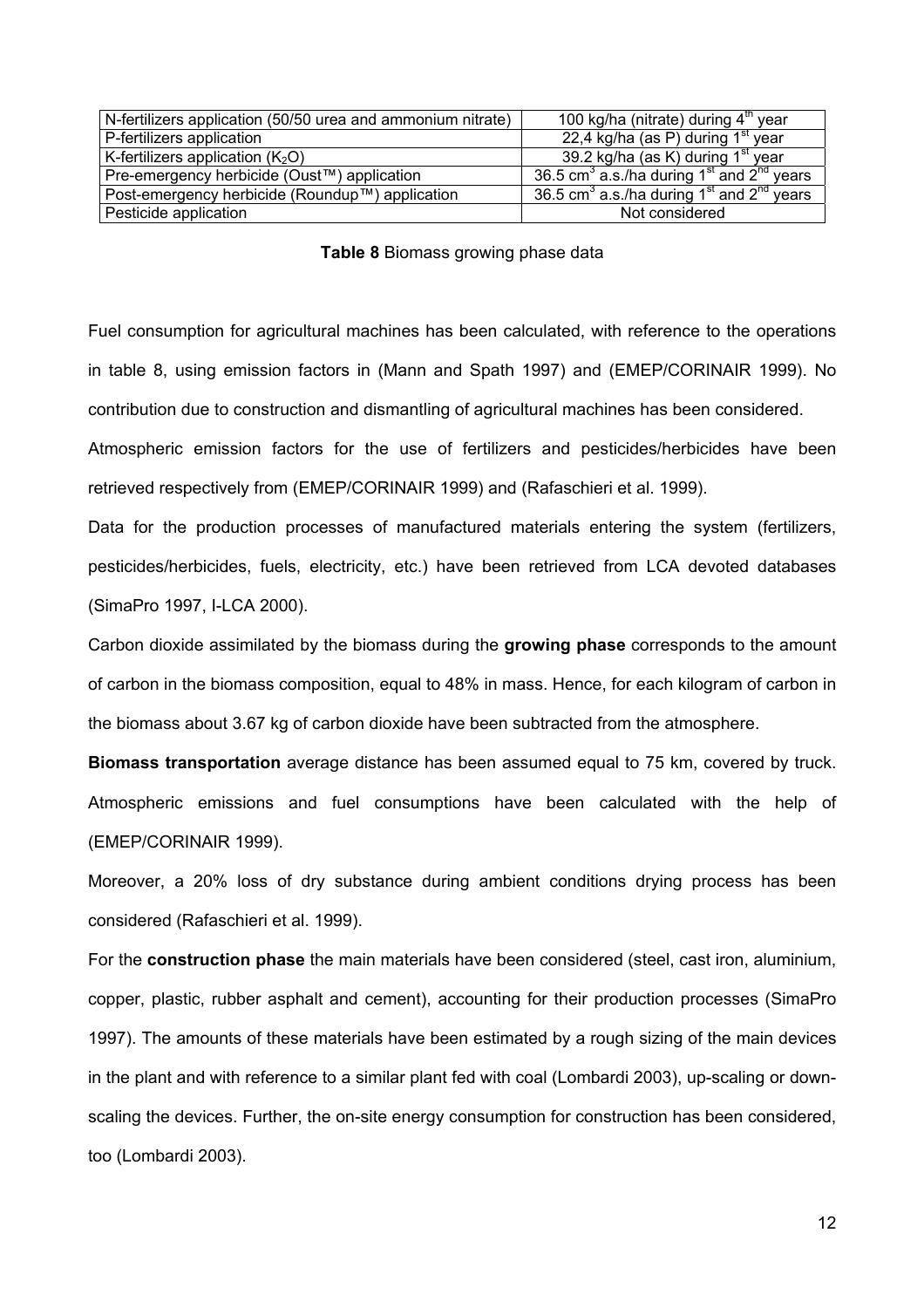| N-fertilizers application (50/50 urea and ammonium nitrate) | 100 kg/ha (nitrate) during 4[th] year |
| --- | --- |
| P-fertilizers application | 22,4 kg/ha (as P) during 1[st] year |
| K-fertilizers application ($K_2O$) | 39.2 kg/ha (as K) during 1[st] year |
| Pre-emergency herbicide (Oust™) application | 36.5 $cm^3$ a.s./ha during 1[st] and 2[nd] years |
| Post-emergency herbicide (Roundup™) application | 36.5 $cm^3$ a.s./ha during 1[st] and 2[nd] years |
| Pesticide application | Not considered |

**Table 8** Biomass growing phase data

Fuel consumption for agricultural machines has been calculated, with reference to the operations in table 8, using emission factors in (Mann and Spath 1997) and (EMEP/CORINAIR 1999). No contribution due to construction and dismantling of agricultural machines has been considered.

Atmospheric emission factors for the use of fertilizers and pesticides/herbicides have been retrieved respectively from (EMEP/CORINAIR 1999) and (Rafaschieri et al. 1999).

Data for the production processes of manufactured materials entering the system (fertilizers, pesticides/herbicides, fuels, electricity, etc.) have been retrieved from LCA devoted databases (SimaPro 1997, I-LCA 2000).

Carbon dioxide assimilated by the biomass during the **growing phase** corresponds to the amount of carbon in the biomass composition, equal to 48% in mass. Hence, for each kilogram of carbon in the biomass about 3.67 kg of carbon dioxide have been subtracted from the atmosphere.

**Biomass transportation** average distance has been assumed equal to 75 km, covered by truck. Atmospheric emissions and fuel consumptions have been calculated with the help of (EMEP/CORINAIR 1999).

Moreover, a 20% loss of dry substance during ambient conditions drying process has been considered (Rafaschieri et al. 1999).

For the **construction phase** the main materials have been considered (steel, cast iron, aluminium, copper, plastic, rubber asphalt and cement), accounting for their production processes (SimaPro 1997). The amounts of these materials have been estimated by a rough sizing of the main devices in the plant and with reference to a similar plant fed with coal (Lombardi 2003), up-scaling or down-scaling the devices. Further, the on-site energy consumption for construction has been considered, too (Lombardi 2003).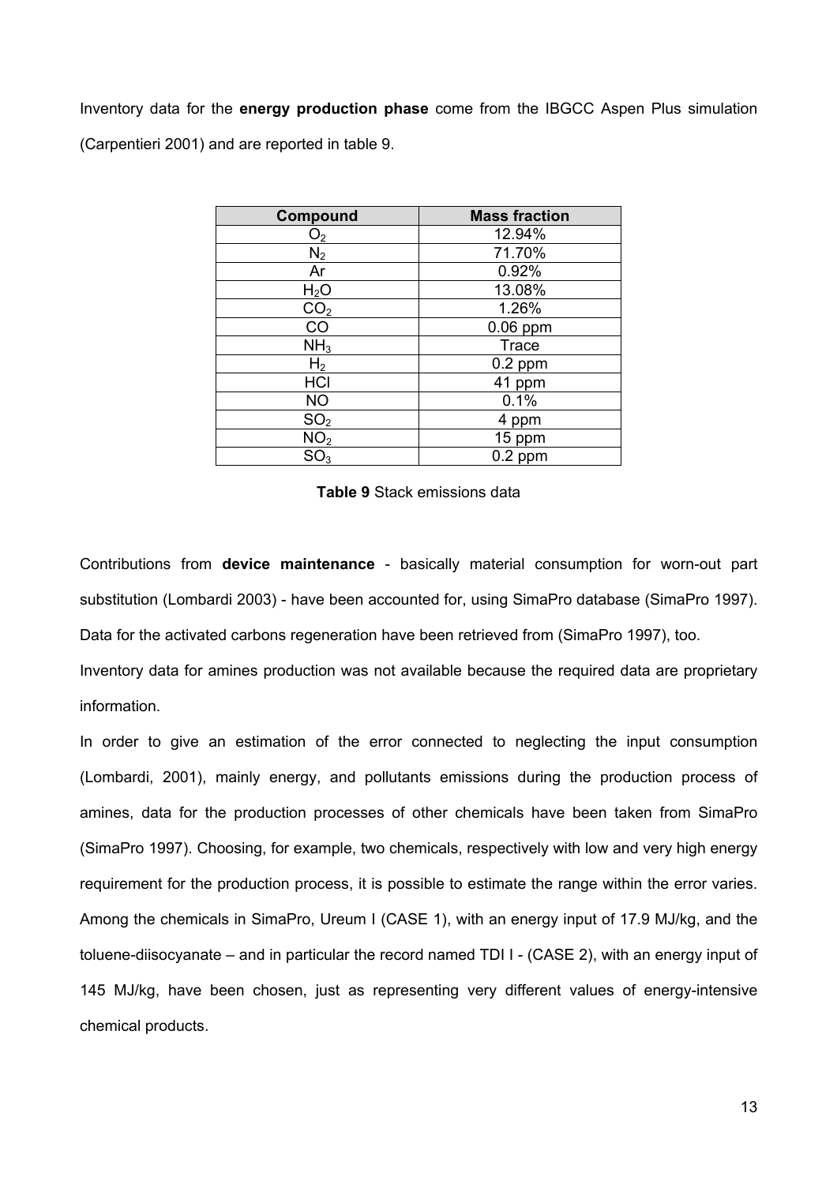Inventory data for the **energy production phase** come from the IBGCC Aspen Plus simulation (Carpentieri 2001) and are reported in table 9.

| Compound | Mass fraction |
| --- | --- |
| $O_2$ | 12.94% |
| $N_2$ | 71.70% |
| Ar | 0.92% |
| $H_2O$ | 13.08% |
| $CO_2$ | 1.26% |
| CO | 0.06 ppm |
| $NH_3$ | Trace |
| $H_2$ | 0.2 ppm |
| HCl | 41 ppm |
| NO | 0.1% |
| $SO_2$ | 4 ppm |
| $NO_2$ | 15 ppm |
| $SO_3$ | 0.2 ppm |

**Table 9** Stack emissions data

Contributions from **device maintenance** - basically material consumption for worn-out part substitution (Lombardi 2003) - have been accounted for, using SimaPro database (SimaPro 1997). Data for the activated carbons regeneration have been retrieved from (SimaPro 1997), too.

Inventory data for amines production was not available because the required data are proprietary information.

In order to give an estimation of the error connected to neglecting the input consumption (Lombardi, 2001), mainly energy, and pollutants emissions during the production process of amines, data for the production processes of other chemicals have been taken from SimaPro (SimaPro 1997). Choosing, for example, two chemicals, respectively with low and very high energy requirement for the production process, it is possible to estimate the range within the error varies. Among the chemicals in SimaPro, Ureum I (CASE 1), with an energy input of 17.9 MJ/kg, and the toluene-diisocyanate – and in particular the record named TDI I - (CASE 2), with an energy input of 145 MJ/kg, have been chosen, just as representing very different values of energy-intensive chemical products.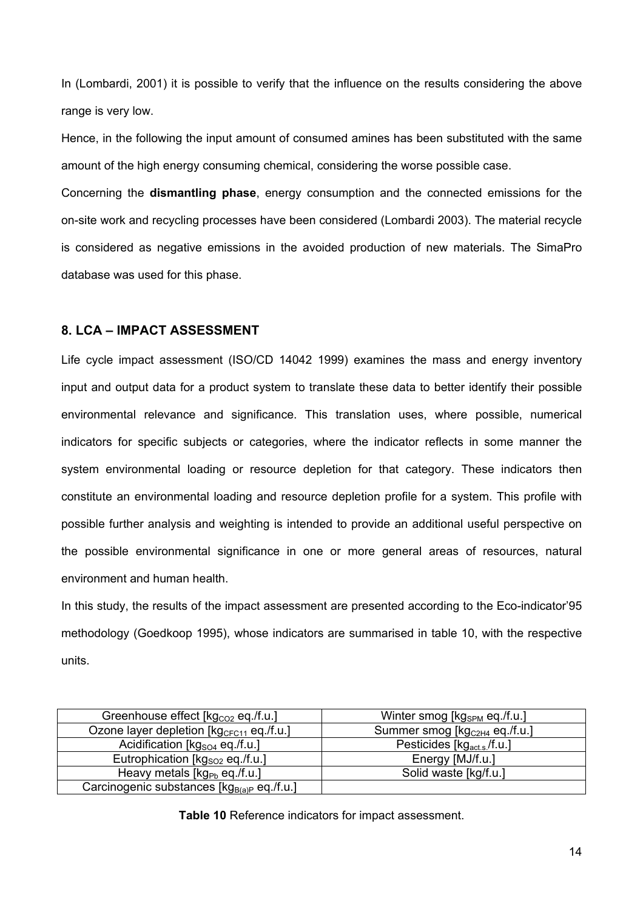In (Lombardi, 2001) it is possible to verify that the influence on the results considering the above range is very low.

Hence, in the following the input amount of consumed amines has been substituted with the same amount of the high energy consuming chemical, considering the worse possible case.

Concerning the **dismantling phase**, energy consumption and the connected emissions for the on-site work and recycling processes have been considered (Lombardi 2003). The material recycle is considered as negative emissions in the avoided production of new materials. The SimaPro database was used for this phase.

## 8. LCA – IMPACT ASSESSMENT

Life cycle impact assessment (ISO/CD 14042 1999) examines the mass and energy inventory input and output data for a product system to translate these data to better identify their possible environmental relevance and significance. This translation uses, where possible, numerical indicators for specific subjects or categories, where the indicator reflects in some manner the system environmental loading or resource depletion for that category. These indicators then constitute an environmental loading and resource depletion profile for a system. This profile with possible further analysis and weighting is intended to provide an additional useful perspective on the possible environmental significance in one or more general areas of resources, natural environment and human health.

In this study, the results of the impact assessment are presented according to the Eco-indicator'95 methodology (Goedkoop 1995), whose indicators are summarised in table 10, with the respective units.

| | |
|---|---|
| Greenhouse effect [$kg_{CO2}$ eq./f.u.] | Winter smog [$kg_{SPM}$ eq./f.u.] |
| Ozone layer depletion [$kg_{CFC11}$ eq./f.u.] | Summer smog [$kg_{C2H4}$ eq./f.u.] |
| Acidification [$kg_{SO4}$ eq./f.u.] | Pesticides [$kg_{act.s.}$/f.u.] |
| Eutrophication [$kg_{SO2}$ eq./f.u.] | Energy [MJ/f.u.] |
| Heavy metals [$kg_{Pb}$ eq./f.u.] | Solid waste [kg/f.u.] |
| Carcinogenic substances [$kg_{B(a)P}$ eq./f.u.] | |

**Table 10** Reference indicators for impact assessment.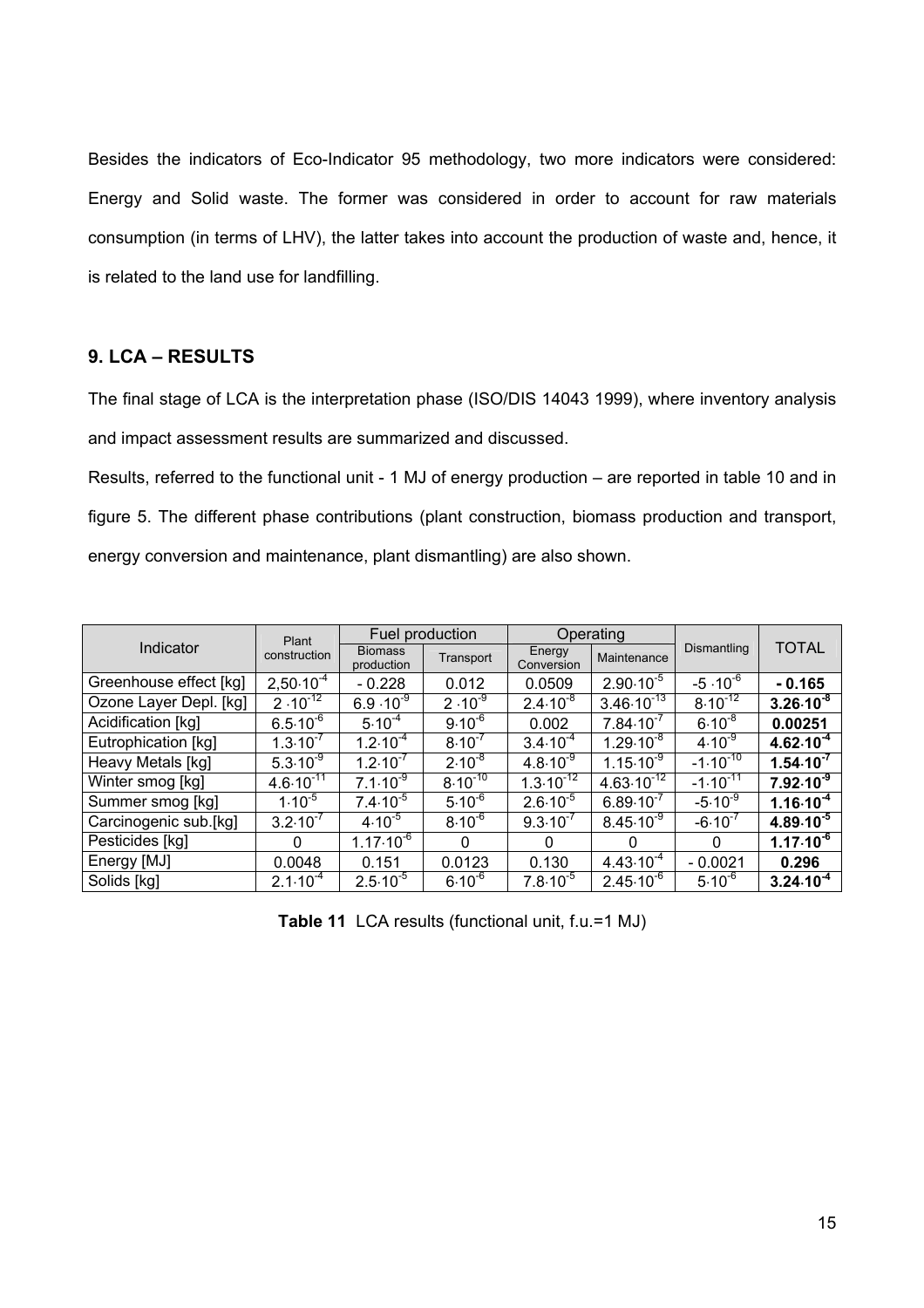Besides the indicators of Eco-Indicator 95 methodology, two more indicators were considered: Energy and Solid waste. The former was considered in order to account for raw materials consumption (in terms of LHV), the latter takes into account the production of waste and, hence, it is related to the land use for landfilling.

## 9. LCA – RESULTS

The final stage of LCA is the interpretation phase (ISO/DIS 14043 1999), where inventory analysis and impact assessment results are summarized and discussed.

Results, referred to the functional unit - 1 MJ of energy production – are reported in table 10 and in figure 5. The different phase contributions (plant construction, biomass production and transport, energy conversion and maintenance, plant dismantling) are also shown.

| Indicator | Plant construction | Fuel production | | Operating | | Dismantling | TOTAL |
|---|---|---|---|---|---|---|---|
| | | Biomass production | Transport | Energy Conversion | Maintenance | | |
| Greenhouse effect [kg] | $2{,}50 \cdot 10^{-4}$ | - 0.228 | 0.012 | 0.0509 | $2.90 \cdot 10^{-5}$ | $-5 \cdot 10^{-6}$ | **- 0.165** |
| Ozone Layer Depl. [kg] | $2 \cdot 10^{-12}$ | $6.9 \cdot 10^{-9}$ | $2 \cdot 10^{-9}$ | $2.4 \cdot 10^{-8}$ | $3.46 \cdot 10^{-13}$ | $8 \cdot 10^{-12}$ | **$3.26 \cdot 10^{-8}$** |
| Acidification [kg] | $6.5 \cdot 10^{-6}$ | $5 \cdot 10^{-4}$ | $9 \cdot 10^{-6}$ | 0.002 | $7.84 \cdot 10^{-7}$ | $6 \cdot 10^{-8}$ | **0.00251** |
| Eutrophication [kg] | $1.3 \cdot 10^{-7}$ | $1.2 \cdot 10^{-4}$ | $8 \cdot 10^{-7}$ | $3.4 \cdot 10^{-4}$ | $1.29 \cdot 10^{-8}$ | $4 \cdot 10^{-9}$ | **$4.62 \cdot 10^{-4}$** |
| Heavy Metals [kg] | $5.3 \cdot 10^{-9}$ | $1.2 \cdot 10^{-7}$ | $2 \cdot 10^{-8}$ | $4.8 \cdot 10^{-9}$ | $1.15 \cdot 10^{-9}$ | $-1 \cdot 10^{-10}$ | **$1.54 \cdot 10^{-7}$** |
| Winter smog [kg] | $4.6 \cdot 10^{-11}$ | $7.1 \cdot 10^{-9}$ | $8 \cdot 10^{-10}$ | $1.3 \cdot 10^{-12}$ | $4.63 \cdot 10^{-12}$ | $-1 \cdot 10^{-11}$ | **$7.92 \cdot 10^{-9}$** |
| Summer smog [kg] | $1 \cdot 10^{-5}$ | $7.4 \cdot 10^{-5}$ | $5 \cdot 10^{-6}$ | $2.6 \cdot 10^{-5}$ | $6.89 \cdot 10^{-7}$ | $-5 \cdot 10^{-9}$ | **$1.16 \cdot 10^{-4}$** |
| Carcinogenic sub.[kg] | $3.2 \cdot 10^{-7}$ | $4 \cdot 10^{-5}$ | $8 \cdot 10^{-6}$ | $9.3 \cdot 10^{-7}$ | $8.45 \cdot 10^{-9}$ | $-6 \cdot 10^{-7}$ | **$4.89 \cdot 10^{-5}$** |
| Pesticides [kg] | 0 | $1.17 \cdot 10^{-6}$ | 0 | 0 | 0 | 0 | **$1.17 \cdot 10^{-6}$** |
| Energy [MJ] | 0.0048 | 0.151 | 0.0123 | 0.130 | $4.43 \cdot 10^{-4}$ | - 0.0021 | **0.296** |
| Solids [kg] | $2.1 \cdot 10^{-4}$ | $2.5 \cdot 10^{-5}$ | $6 \cdot 10^{-6}$ | $7.8 \cdot 10^{-5}$ | $2.45 \cdot 10^{-6}$ | $5 \cdot 10^{-6}$ | **$3.24 \cdot 10^{-4}$** |

**Table 11** LCA results (functional unit, f.u.=1 MJ)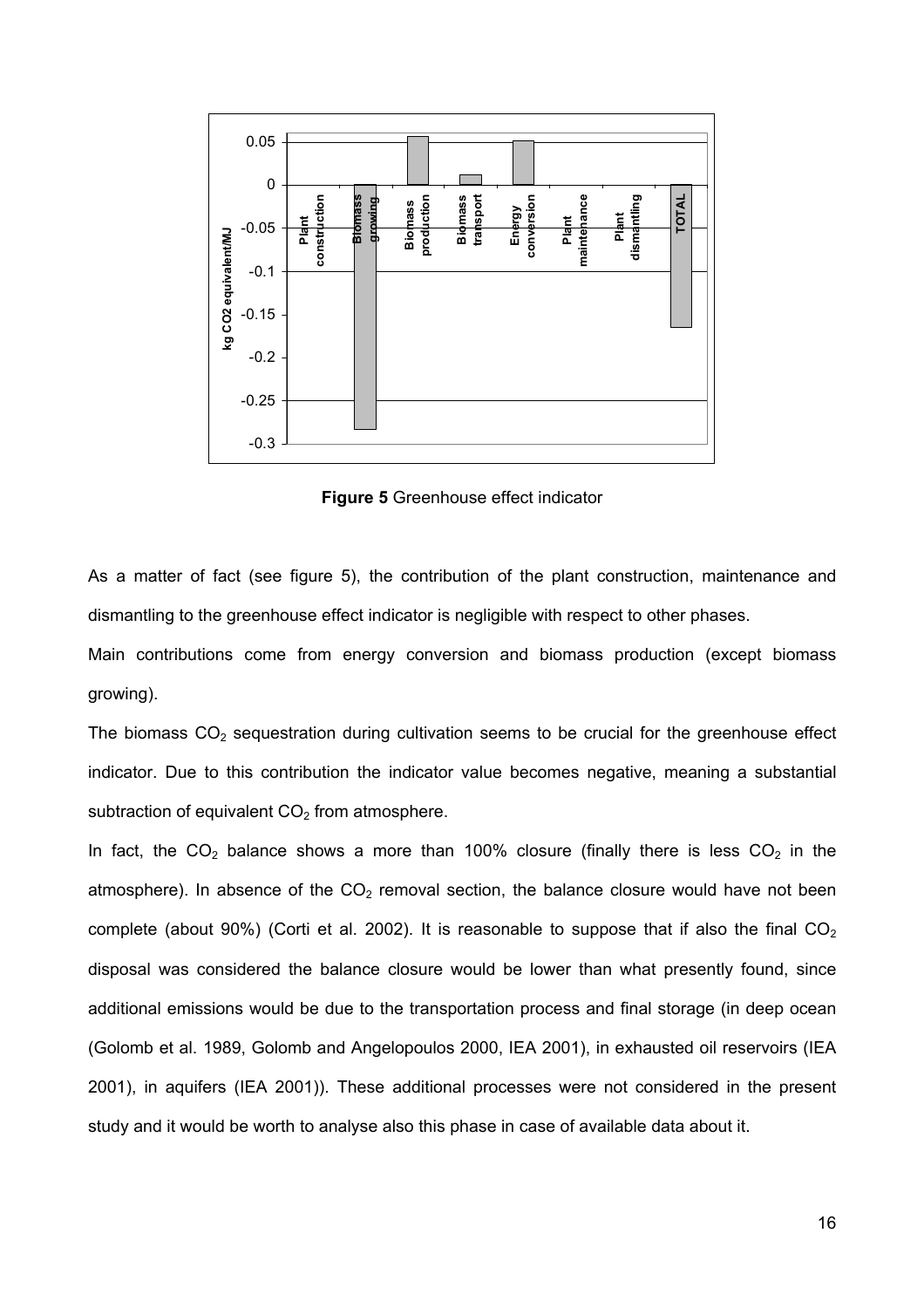**Figure 5** Greenhouse effect indicator

As a matter of fact (see figure 5), the contribution of the plant construction, maintenance and dismantling to the greenhouse effect indicator is negligible with respect to other phases.

Main contributions come from energy conversion and biomass production (except biomass growing).

The biomass $CO_2$ sequestration during cultivation seems to be crucial for the greenhouse effect indicator. Due to this contribution the indicator value becomes negative, meaning a substantial subtraction of equivalent $CO_2$ from atmosphere.

In fact, the $CO_2$ balance shows a more than 100% closure (finally there is less $CO_2$ in the atmosphere). In absence of the $CO_2$ removal section, the balance closure would have not been complete (about 90%) (Corti et al. 2002). It is reasonable to suppose that if also the final $CO_2$ disposal was considered the balance closure would be lower than what presently found, since additional emissions would be due to the transportation process and final storage (in deep ocean (Golomb et al. 1989, Golomb and Angelopoulos 2000, IEA 2001), in exhausted oil reservoirs (IEA 2001), in aquifers (IEA 2001)). These additional processes were not considered in the present study and it would be worth to analyse also this phase in case of available data about it.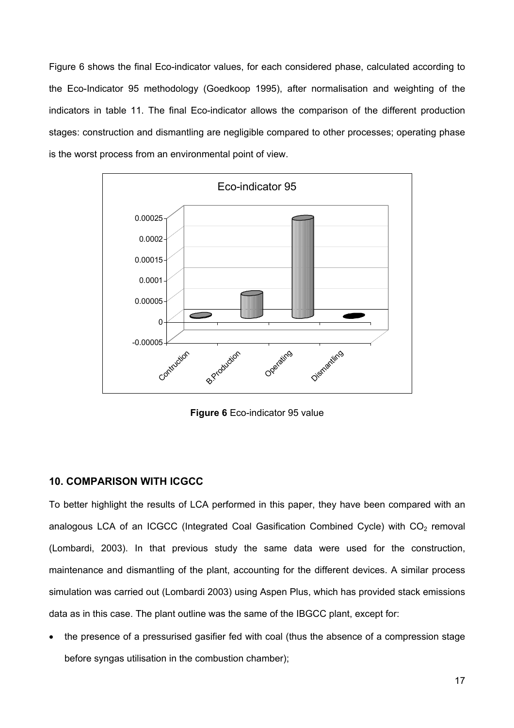Figure 6 shows the final Eco-indicator values, for each considered phase, calculated according to the Eco-Indicator 95 methodology (Goedkoop 1995), after normalisation and weighting of the indicators in table 11. The final Eco-indicator allows the comparison of the different production stages: construction and dismantling are negligible compared to other processes; operating phase is the worst process from an environmental point of view.

**Figure 6** Eco-indicator 95 value

## 10. COMPARISON WITH ICGCC

To better highlight the results of LCA performed in this paper, they have been compared with an analogous LCA of an ICGCC (Integrated Coal Gasification Combined Cycle) with $CO_2$ removal (Lombardi, 2003). In that previous study the same data were used for the construction, maintenance and dismantling of the plant, accounting for the different devices. A similar process simulation was carried out (Lombardi 2003) using Aspen Plus, which has provided stack emissions data as in this case. The plant outline was the same of the IBGCC plant, except for:

- the presence of a pressurised gasifier fed with coal (thus the absence of a compression stage before syngas utilisation in the combustion chamber);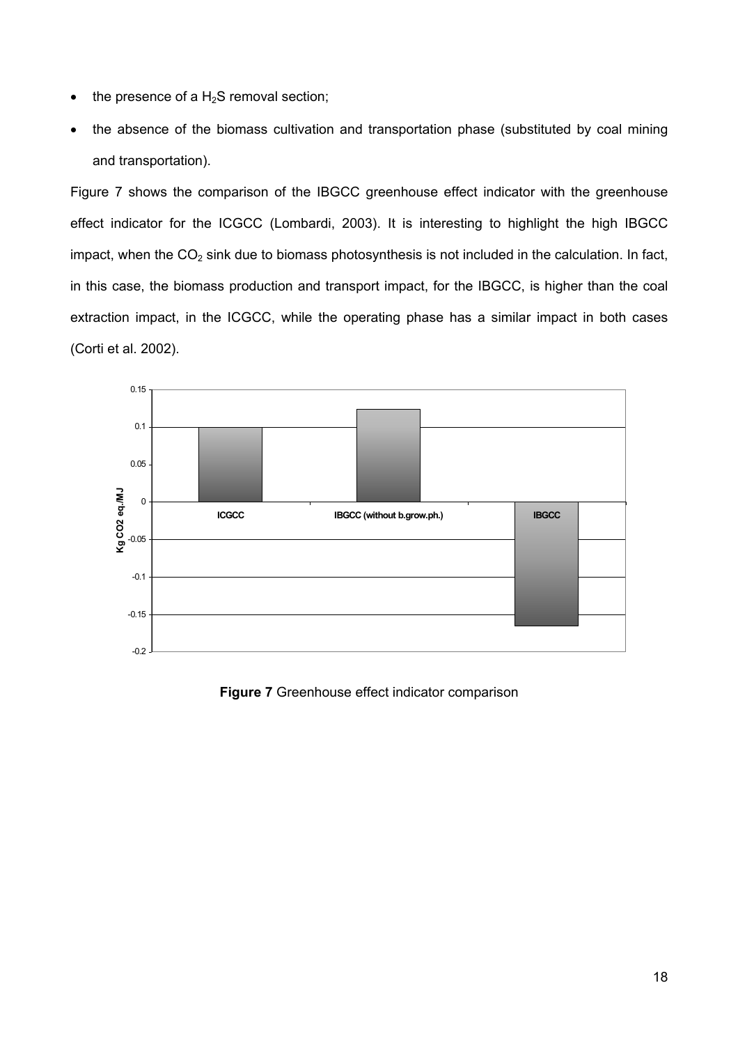- the presence of a $H_2S$ removal section;
- the absence of the biomass cultivation and transportation phase (substituted by coal mining and transportation).

Figure 7 shows the comparison of the IBGCC greenhouse effect indicator with the greenhouse effect indicator for the ICGCC (Lombardi, 2003). It is interesting to highlight the high IBGCC impact, when the $CO_2$ sink due to biomass photosynthesis is not included in the calculation. In fact, in this case, the biomass production and transport impact, for the IBGCC, is higher than the coal extraction impact, in the ICGCC, while the operating phase has a similar impact in both cases (Corti et al. 2002).

**Figure 7** Greenhouse effect indicator comparison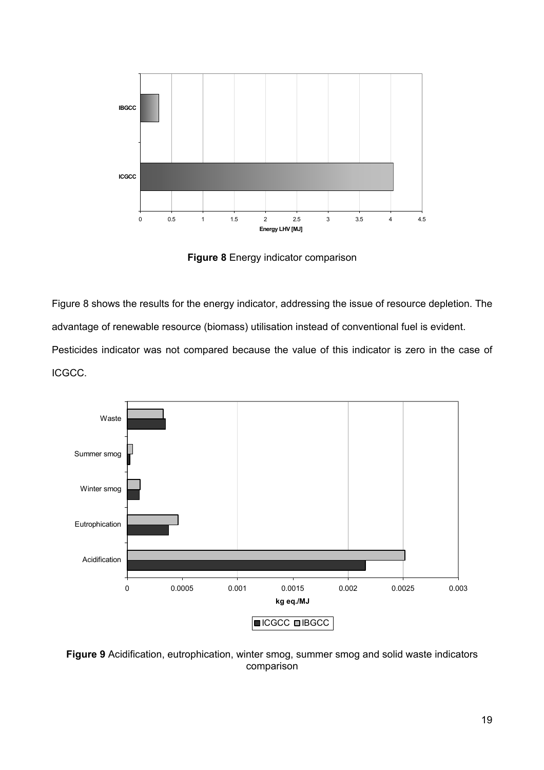**Figure 8** Energy indicator comparison

Figure 8 shows the results for the energy indicator, addressing the issue of resource depletion. The advantage of renewable resource (biomass) utilisation instead of conventional fuel is evident. Pesticides indicator was not compared because the value of this indicator is zero in the case of ICGCC.

**Figure 9** Acidification, eutrophication, winter smog, summer smog and solid waste indicators comparison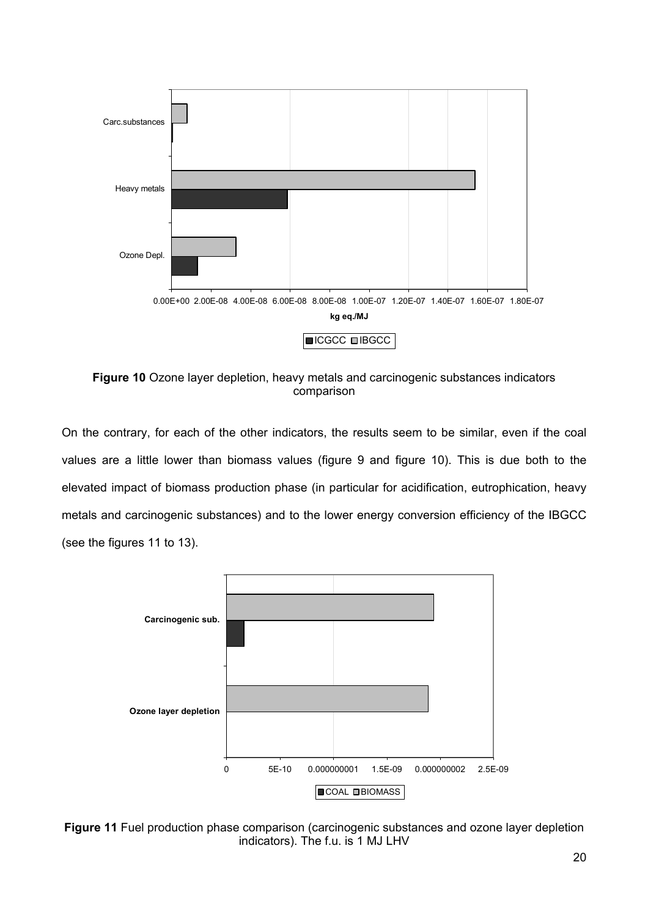**Figure 10** Ozone layer depletion, heavy metals and carcinogenic substances indicators comparison

On the contrary, for each of the other indicators, the results seem to be similar, even if the coal values are a little lower than biomass values (figure 9 and figure 10). This is due both to the elevated impact of biomass production phase (in particular for acidification, eutrophication, heavy metals and carcinogenic substances) and to the lower energy conversion efficiency of the IBGCC (see the figures 11 to 13).

**Figure 11** Fuel production phase comparison (carcinogenic substances and ozone layer depletion indicators). The f.u. is 1 MJ LHV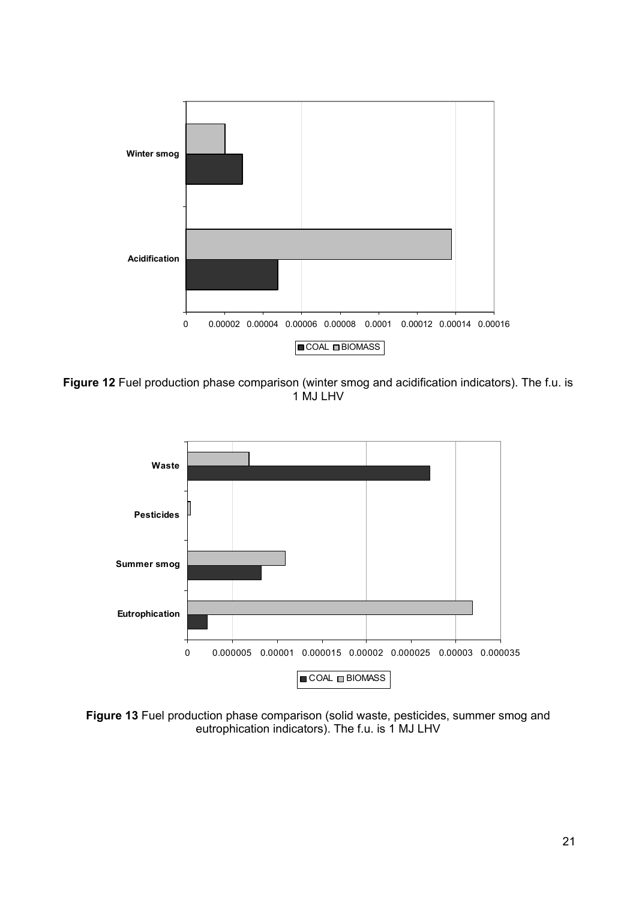**Figure 12** Fuel production phase comparison (winter smog and acidification indicators). The f.u. is 1 MJ LHV

**Figure 13** Fuel production phase comparison (solid waste, pesticides, summer smog and eutrophication indicators). The f.u. is 1 MJ LHV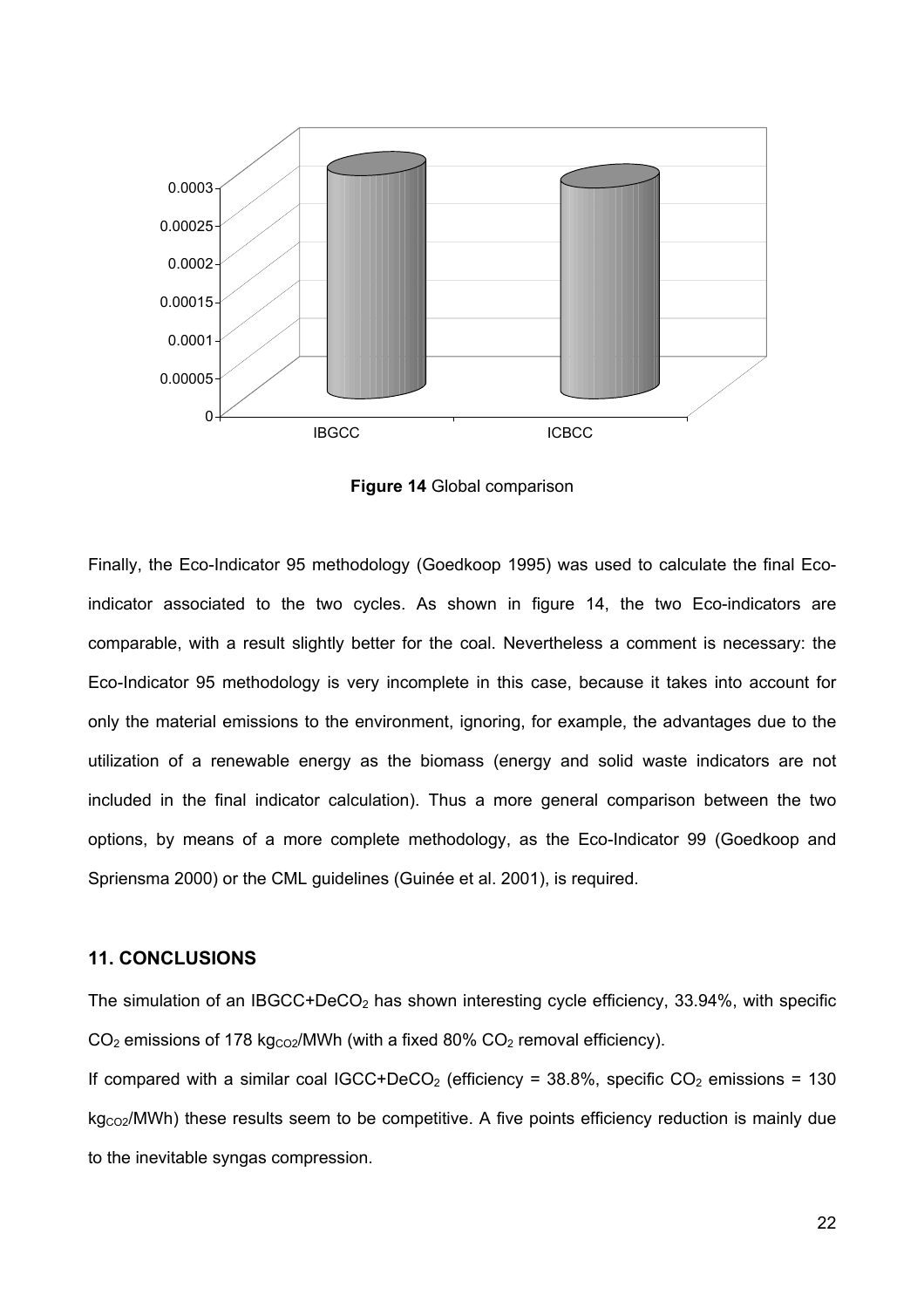**Figure 14** Global comparison

Finally, the Eco-Indicator 95 methodology (Goedkoop 1995) was used to calculate the final Eco-indicator associated to the two cycles. As shown in figure 14, the two Eco-indicators are comparable, with a result slightly better for the coal. Nevertheless a comment is necessary: the Eco-Indicator 95 methodology is very incomplete in this case, because it takes into account for only the material emissions to the environment, ignoring, for example, the advantages due to the utilization of a renewable energy as the biomass (energy and solid waste indicators are not included in the final indicator calculation). Thus a more general comparison between the two options, by means of a more complete methodology, as the Eco-Indicator 99 (Goedkoop and Spriensma 2000) or the CML guidelines (Guinée et al. 2001), is required.

## 11. CONCLUSIONS

The simulation of an IBGCC+De$CO_2$ has shown interesting cycle efficiency, 33.94%, with specific $CO_2$ emissions of 178 $kg_{CO2}$/MWh (with a fixed 80% $CO_2$ removal efficiency).

If compared with a similar coal IGCC+De$CO_2$ (efficiency = 38.8%, specific $CO_2$ emissions = 130 $kg_{CO2}$/MWh) these results seem to be competitive. A five points efficiency reduction is mainly due to the inevitable syngas compression.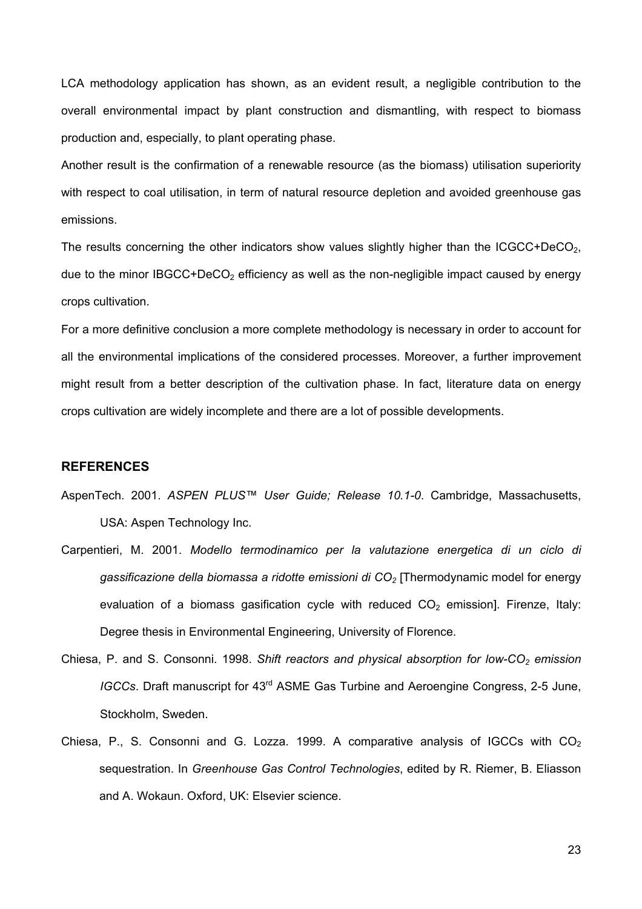LCA methodology application has shown, as an evident result, a negligible contribution to the overall environmental impact by plant construction and dismantling, with respect to biomass production and, especially, to plant operating phase.

Another result is the confirmation of a renewable resource (as the biomass) utilisation superiority with respect to coal utilisation, in term of natural resource depletion and avoided greenhouse gas emissions.

The results concerning the other indicators show values slightly higher than the ICGCC+De$CO_2$, due to the minor IBGCC+De$CO_2$ efficiency as well as the non-negligible impact caused by energy crops cultivation.

For a more definitive conclusion a more complete methodology is necessary in order to account for all the environmental implications of the considered processes. Moreover, a further improvement might result from a better description of the cultivation phase. In fact, literature data on energy crops cultivation are widely incomplete and there are a lot of possible developments.

## REFERENCES

AspenTech. 2001. *ASPEN PLUS™ User Guide; Release 10.1-0*. Cambridge, Massachusetts, USA: Aspen Technology Inc.

Carpentieri, M. 2001. *Modello termodinamico per la valutazione energetica di un ciclo di gassificazione della biomassa a ridotte emissioni di $CO_2$* [Thermodynamic model for energy evaluation of a biomass gasification cycle with reduced $CO_2$ emission]. Firenze, Italy: Degree thesis in Environmental Engineering, University of Florence.

Chiesa, P. and S. Consonni. 1998. *Shift reactors and physical absorption for low-$CO_2$ emission IGCCs*. Draft manuscript for 43rd ASME Gas Turbine and Aeroengine Congress, 2-5 June, Stockholm, Sweden.

Chiesa, P., S. Consonni and G. Lozza. 1999. A comparative analysis of IGCCs with $CO_2$ sequestration. In *Greenhouse Gas Control Technologies*, edited by R. Riemer, B. Eliasson and A. Wokaun. Oxford, UK: Elsevier science.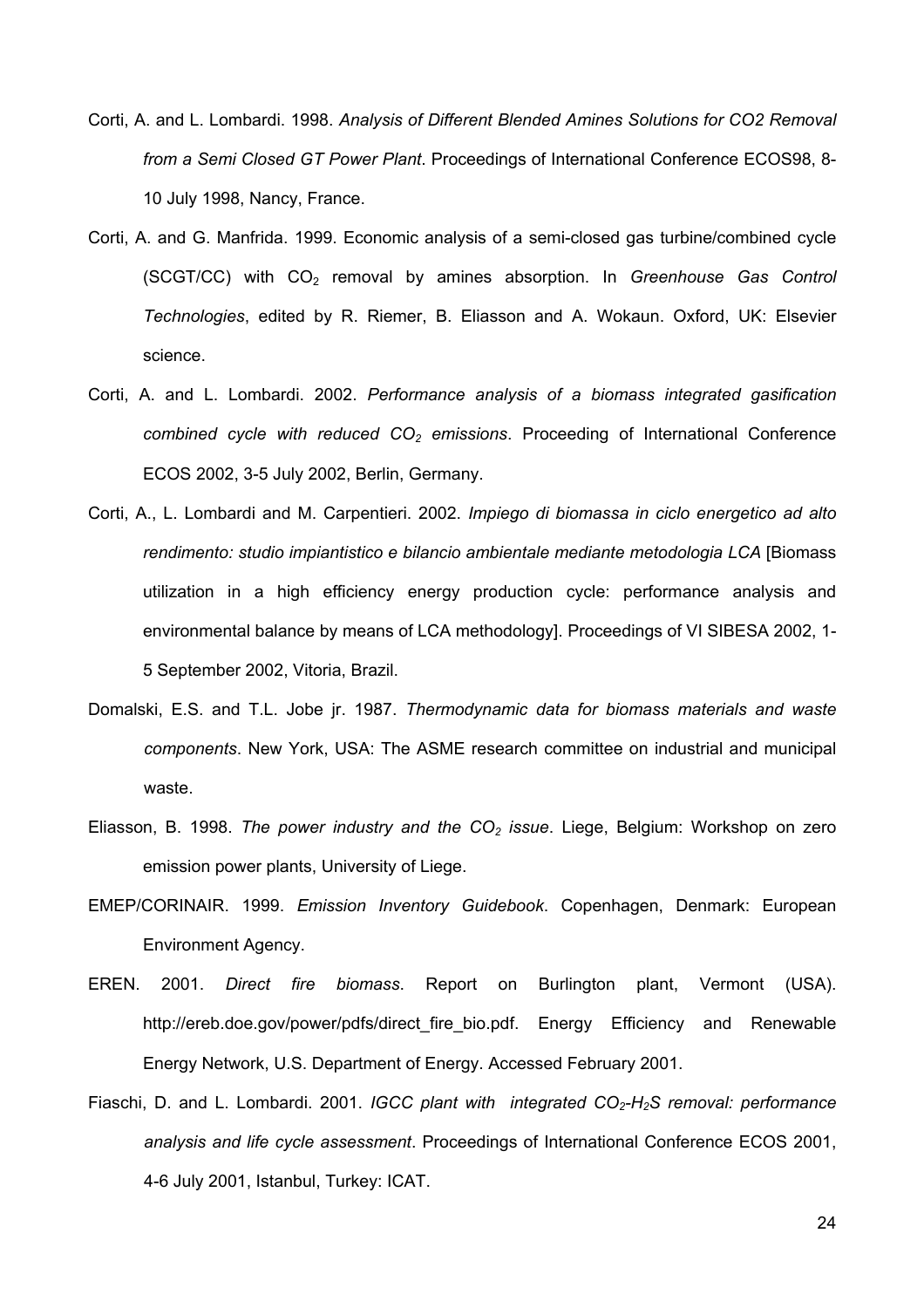Corti, A. and L. Lombardi. 1998. *Analysis of Different Blended Amines Solutions for CO2 Removal from a Semi Closed GT Power Plant*. Proceedings of International Conference ECOS98, 8-10 July 1998, Nancy, France.

Corti, A. and G. Manfrida. 1999. Economic analysis of a semi-closed gas turbine/combined cycle (SCGT/CC) with $CO_2$ removal by amines absorption. In *Greenhouse Gas Control Technologies*, edited by R. Riemer, B. Eliasson and A. Wokaun. Oxford, UK: Elsevier science.

Corti, A. and L. Lombardi. 2002. *Performance analysis of a biomass integrated gasification combined cycle with reduced $CO_2$ emissions*. Proceeding of International Conference ECOS 2002, 3-5 July 2002, Berlin, Germany.

Corti, A., L. Lombardi and M. Carpentieri. 2002. *Impiego di biomassa in ciclo energetico ad alto rendimento: studio impiantistico e bilancio ambientale mediante metodologia LCA* [Biomass utilization in a high efficiency energy production cycle: performance analysis and environmental balance by means of LCA methodology]. Proceedings of VI SIBESA 2002, 1-5 September 2002, Vitoria, Brazil.

Domalski, E.S. and T.L. Jobe jr. 1987. *Thermodynamic data for biomass materials and waste components*. New York, USA: The ASME research committee on industrial and municipal waste.

Eliasson, B. 1998. *The power industry and the $CO_2$ issue*. Liege, Belgium: Workshop on zero emission power plants, University of Liege.

EMEP/CORINAIR. 1999. *Emission Inventory Guidebook*. Copenhagen, Denmark: European Environment Agency.

EREN. 2001. *Direct fire biomass*. Report on Burlington plant, Vermont (USA). http://ereb.doe.gov/power/pdfs/direct_fire_bio.pdf. Energy Efficiency and Renewable Energy Network, U.S. Department of Energy. Accessed February 2001.

Fiaschi, D. and L. Lombardi. 2001. *IGCC plant with integrated $CO_2$-$H_2S$ removal: performance analysis and life cycle assessment*. Proceedings of International Conference ECOS 2001, 4-6 July 2001, Istanbul, Turkey: ICAT.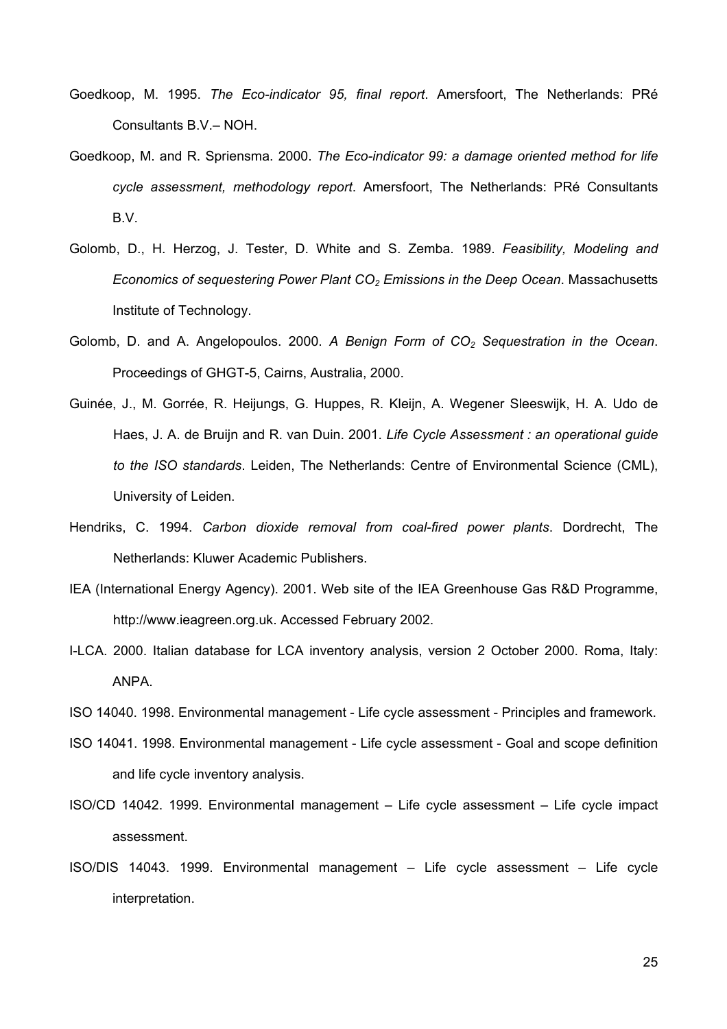Goedkoop, M. 1995. *The Eco-indicator 95, final report*. Amersfoort, The Netherlands: PRé Consultants B.V.– NOH.

Goedkoop, M. and R. Spriensma. 2000. *The Eco-indicator 99: a damage oriented method for life cycle assessment, methodology report*. Amersfoort, The Netherlands: PRé Consultants B.V.

Golomb, D., H. Herzog, J. Tester, D. White and S. Zemba. 1989. *Feasibility, Modeling and Economics of sequestering Power Plant $CO_2$ Emissions in the Deep Ocean*. Massachusetts Institute of Technology.

Golomb, D. and A. Angelopoulos. 2000. *A Benign Form of $CO_2$ Sequestration in the Ocean*. Proceedings of GHGT-5, Cairns, Australia, 2000.

Guinée, J., M. Gorrée, R. Heijungs, G. Huppes, R. Kleijn, A. Wegener Sleeswijk, H. A. Udo de Haes, J. A. de Bruijn and R. van Duin. 2001. *Life Cycle Assessment : an operational guide to the ISO standards*. Leiden, The Netherlands: Centre of Environmental Science (CML), University of Leiden.

Hendriks, C. 1994. *Carbon dioxide removal from coal-fired power plants*. Dordrecht, The Netherlands: Kluwer Academic Publishers.

IEA (International Energy Agency). 2001. Web site of the IEA Greenhouse Gas R&D Programme, http://www.ieagreen.org.uk. Accessed February 2002.

I-LCA. 2000. Italian database for LCA inventory analysis, version 2 October 2000. Roma, Italy: ANPA.

ISO 14040. 1998. Environmental management - Life cycle assessment - Principles and framework.

ISO 14041. 1998. Environmental management - Life cycle assessment - Goal and scope definition and life cycle inventory analysis.

ISO/CD 14042. 1999. Environmental management – Life cycle assessment – Life cycle impact assessment.

ISO/DIS 14043. 1999. Environmental management – Life cycle assessment – Life cycle interpretation.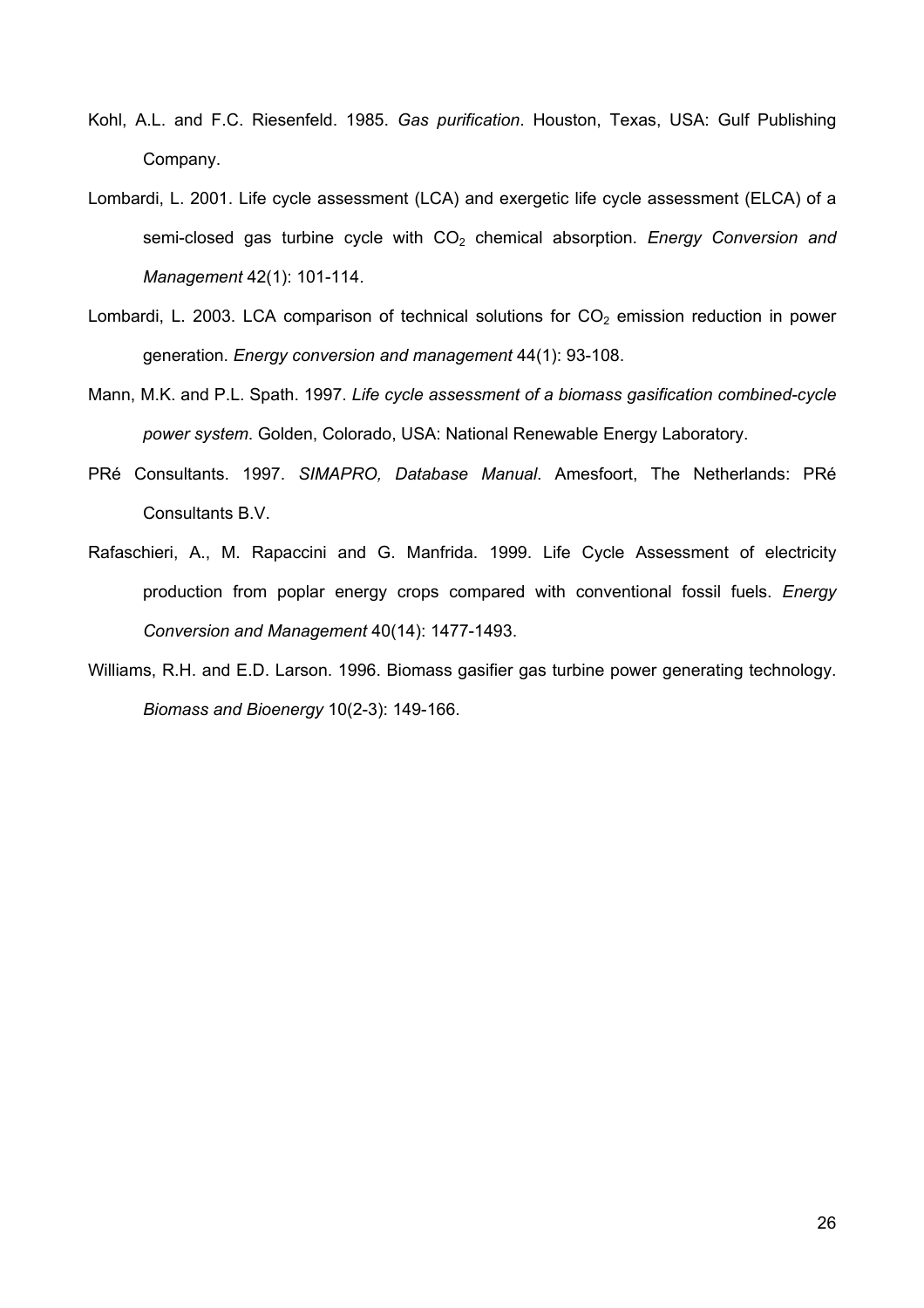Kohl, A.L. and F.C. Riesenfeld. 1985. *Gas purification*. Houston, Texas, USA: Gulf Publishing Company.

Lombardi, L. 2001. Life cycle assessment (LCA) and exergetic life cycle assessment (ELCA) of a semi-closed gas turbine cycle with $CO_2$ chemical absorption. *Energy Conversion and Management* 42(1): 101-114.

Lombardi, L. 2003. LCA comparison of technical solutions for $CO_2$ emission reduction in power generation. *Energy conversion and management* 44(1): 93-108.

Mann, M.K. and P.L. Spath. 1997. *Life cycle assessment of a biomass gasification combined-cycle power system*. Golden, Colorado, USA: National Renewable Energy Laboratory.

PRé Consultants. 1997. *SIMAPRO, Database Manual*. Amesfoort, The Netherlands: PRé Consultants B.V.

Rafaschieri, A., M. Rapaccini and G. Manfrida. 1999. Life Cycle Assessment of electricity production from poplar energy crops compared with conventional fossil fuels. *Energy Conversion and Management* 40(14): 1477-1493.

Williams, R.H. and E.D. Larson. 1996. Biomass gasifier gas turbine power generating technology. *Biomass and Bioenergy* 10(2-3): 149-166.